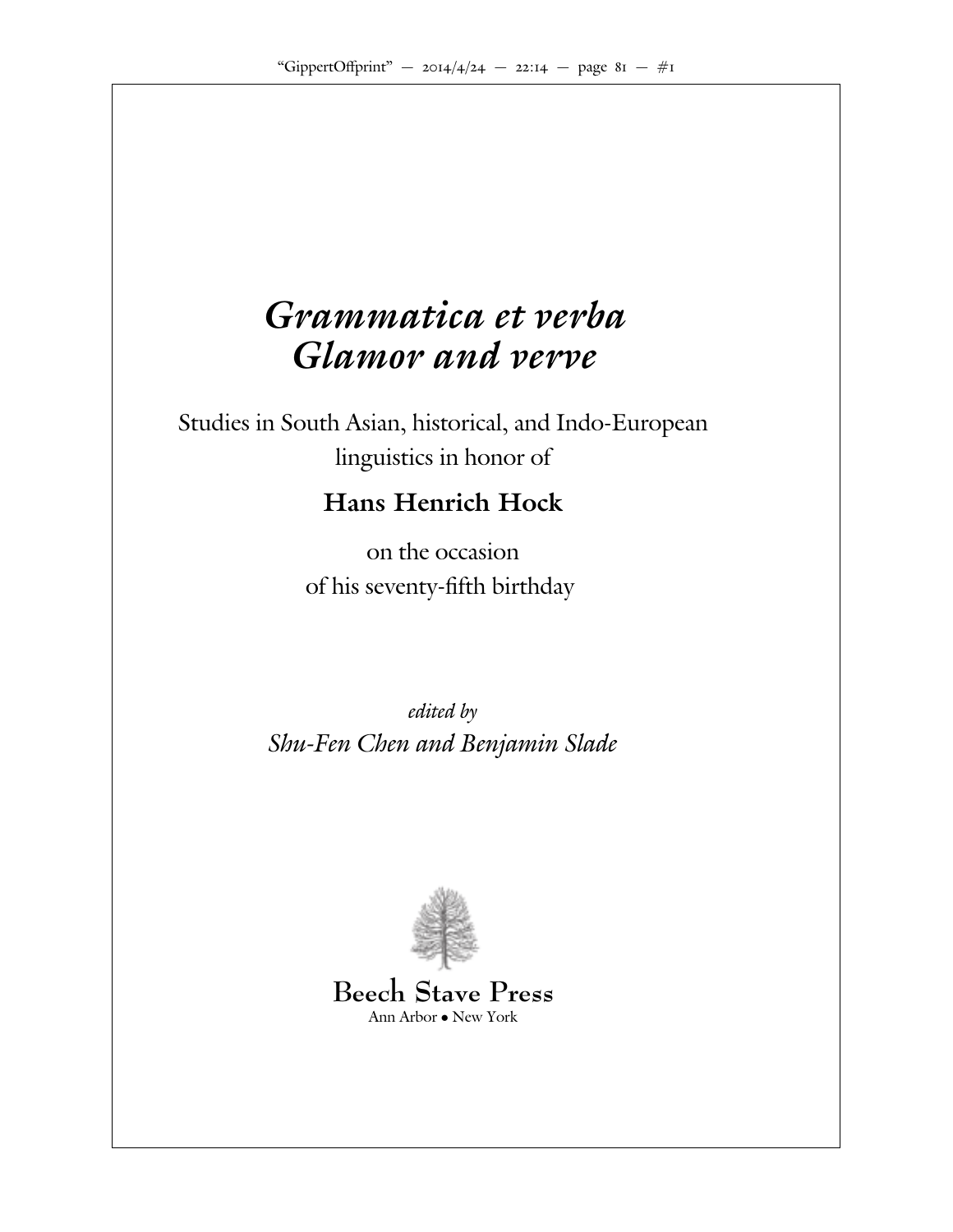# *Grammatica et verba*
# *Glamor and verve*

Studies in South Asian, historical, and Indo-European linguistics in honor of

**Hans Henrich Hock**

on the occasion
of his seventy-fifth birthday

*edited by*
*Shu-Fen Chen and Benjamin Slade*

Beech Stave Press
Ann Arbor • New York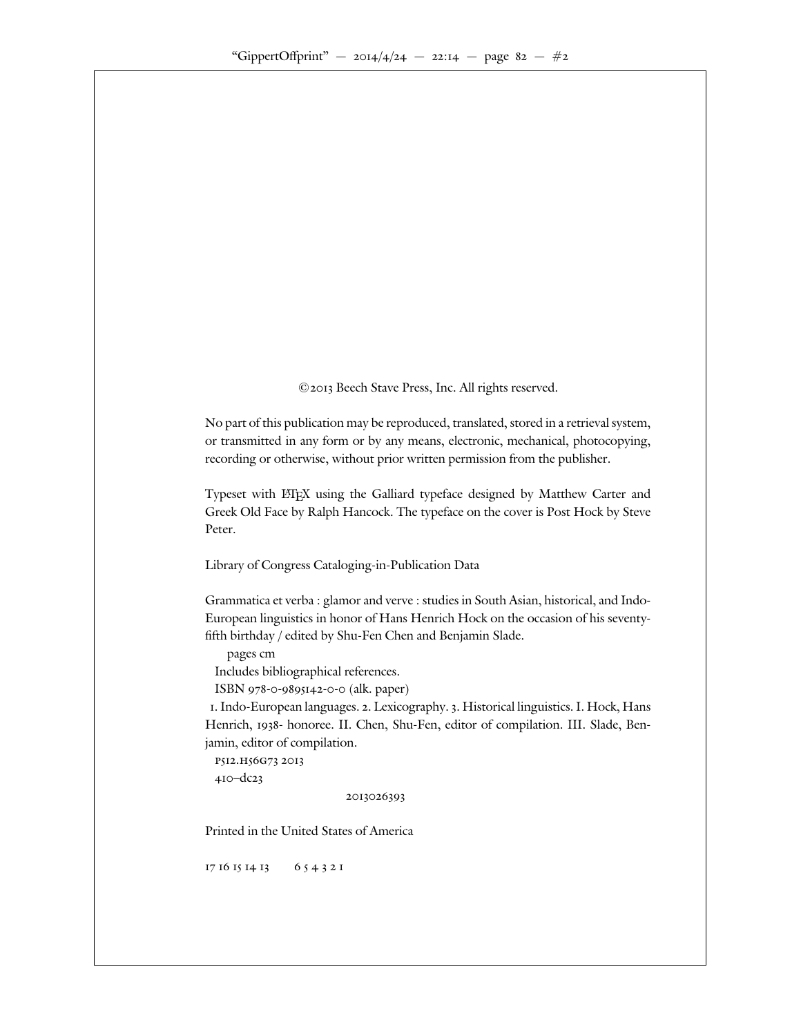©2013 Beech Stave Press, Inc. All rights reserved.

No part of this publication may be reproduced, translated, stored in a retrieval system, or transmitted in any form or by any means, electronic, mechanical, photocopying, recording or otherwise, without prior written permission from the publisher.

Typeset with LaTeX using the Galliard typeface designed by Matthew Carter and Greek Old Face by Ralph Hancock. The typeface on the cover is Post Hock by Steve Peter.

Library of Congress Cataloging-in-Publication Data

Grammatica et verba : glamor and verve : studies in South Asian, historical, and Indo-European linguistics in honor of Hans Henrich Hock on the occasion of his seventy-fifth birthday / edited by Shu-Fen Chen and Benjamin Slade.

pages cm

Includes bibliographical references.

ISBN 978-0-9895142-0-0 (alk. paper)

1. Indo-European languages. 2. Lexicography. 3. Historical linguistics. I. Hock, Hans Henrich, 1938- honoree. II. Chen, Shu-Fen, editor of compilation. III. Slade, Benjamin, editor of compilation.

P512.H56G73 2013

410–dc23

2013026393

Printed in the United States of America

17 16 15 14 13     6 5 4 3 2 1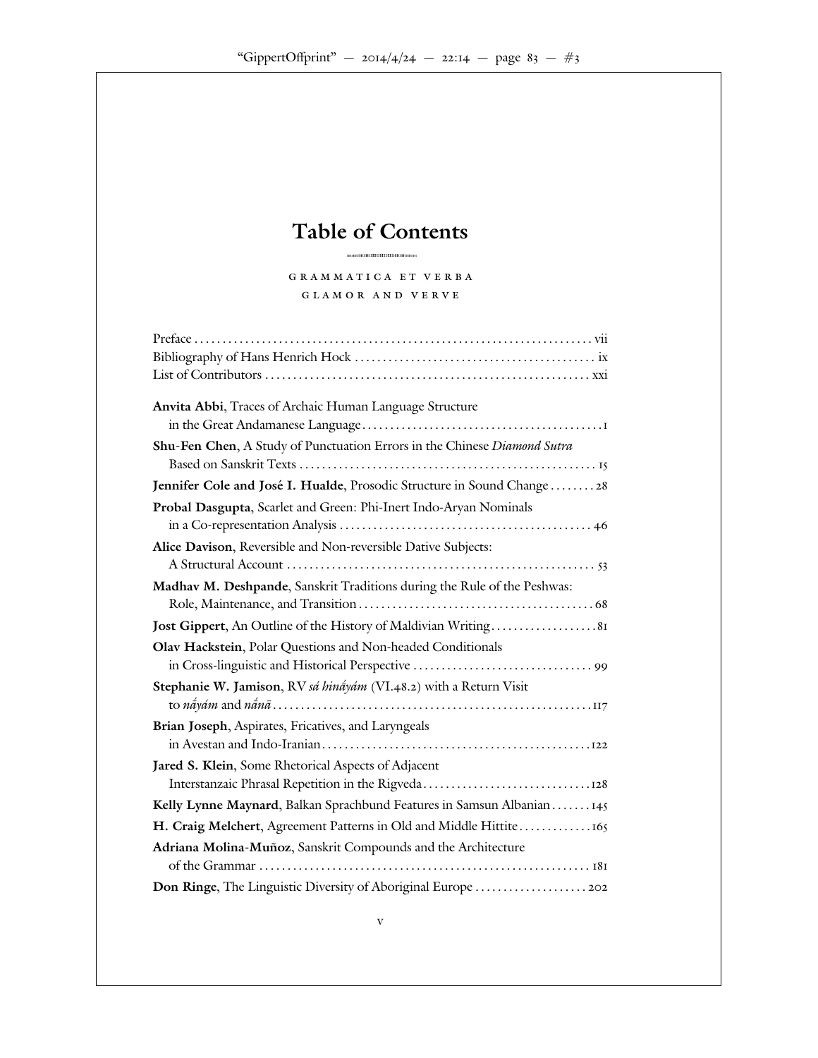# Table of Contents

GRAMMATICA ET VERBA
GLAMOR AND VERVE

Preface ..... vii
Bibliography of Hans Henrich Hock ..... ix
List of Contributors ..... xxi

**Anvita Abbi**, Traces of Archaic Human Language Structure in the Great Andamanese Language ..... 1

**Shu-Fen Chen**, A Study of Punctuation Errors in the Chinese *Diamond Sutra* Based on Sanskrit Texts ..... 15

**Jennifer Cole and José I. Hualde**, Prosodic Structure in Sound Change ..... 28

**Probal Dasgupta**, Scarlet and Green: Phi-Inert Indo-Aryan Nominals in a Co-representation Analysis ..... 46

**Alice Davison**, Reversible and Non-reversible Dative Subjects: A Structural Account ..... 53

**Madhav M. Deshpande**, Sanskrit Traditions during the Rule of the Peshwas: Role, Maintenance, and Transition ..... 68

**Jost Gippert**, An Outline of the History of Maldivian Writing ..... 81

**Olav Hackstein**, Polar Questions and Non-headed Conditionals in Cross-linguistic and Historical Perspective ..... 99

**Stephanie W. Jamison**, RV *sá hināyám* (VI.48.2) with a Return Visit to *nā́yám* and *nā́nā* ..... 117

**Brian Joseph**, Aspirates, Fricatives, and Laryngeals in Avestan and Indo-Iranian ..... 122

**Jared S. Klein**, Some Rhetorical Aspects of Adjacent Interstanzaic Phrasal Repetition in the Rigveda ..... 128

**Kelly Lynne Maynard**, Balkan Sprachbund Features in Samsun Albanian ..... 145

**H. Craig Melchert**, Agreement Patterns in Old and Middle Hittite ..... 165

**Adriana Molina-Muñoz**, Sanskrit Compounds and the Architecture of the Grammar ..... 181

**Don Ringe**, The Linguistic Diversity of Aboriginal Europe ..... 202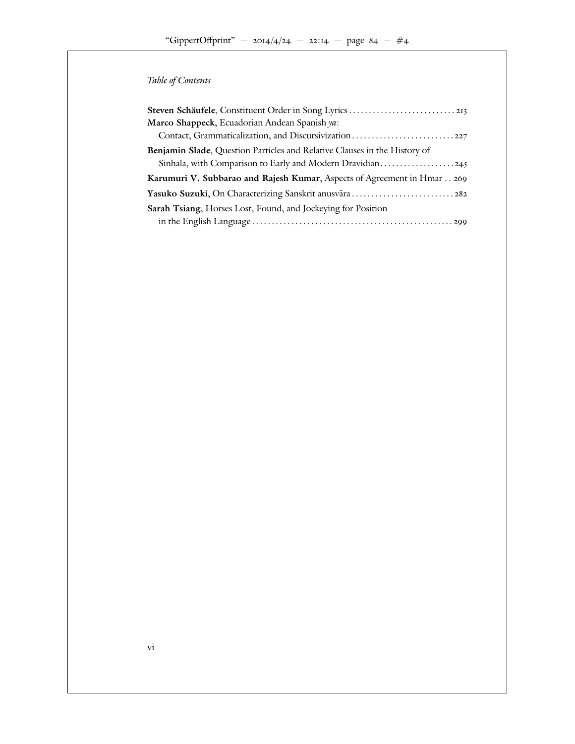*Table of Contents*

**Steven Schäufele**, Constituent Order in Song Lyrics . . . . . . . . . . . . . . . . . . . . . . . . . . . 213

**Marco Shappeck**, Ecuadorian Andean Spanish *ya*: Contact, Grammaticalization, and Discursivization . . . . . . . . . . . . . . . . . . . . . . . . . . 227

**Benjamin Slade**, Question Particles and Relative Clauses in the History of Sinhala, with Comparison to Early and Modern Dravidian . . . . . . . . . . . . . . . . . . . 245

**Karumuri V. Subbarao and Rajesh Kumar**, Aspects of Agreement in Hmar . . 269

**Yasuko Suzuki**, On Characterizing Sanskrit anusvāra . . . . . . . . . . . . . . . . . . . . . . . . . . 282

**Sarah Tsiang**, Horses Lost, Found, and Jockeying for Position in the English Language . . . . . . . . . . . . . . . . . . . . . . . . . . . . . . . . . . . . . . . . . . . . . . . . . . . 299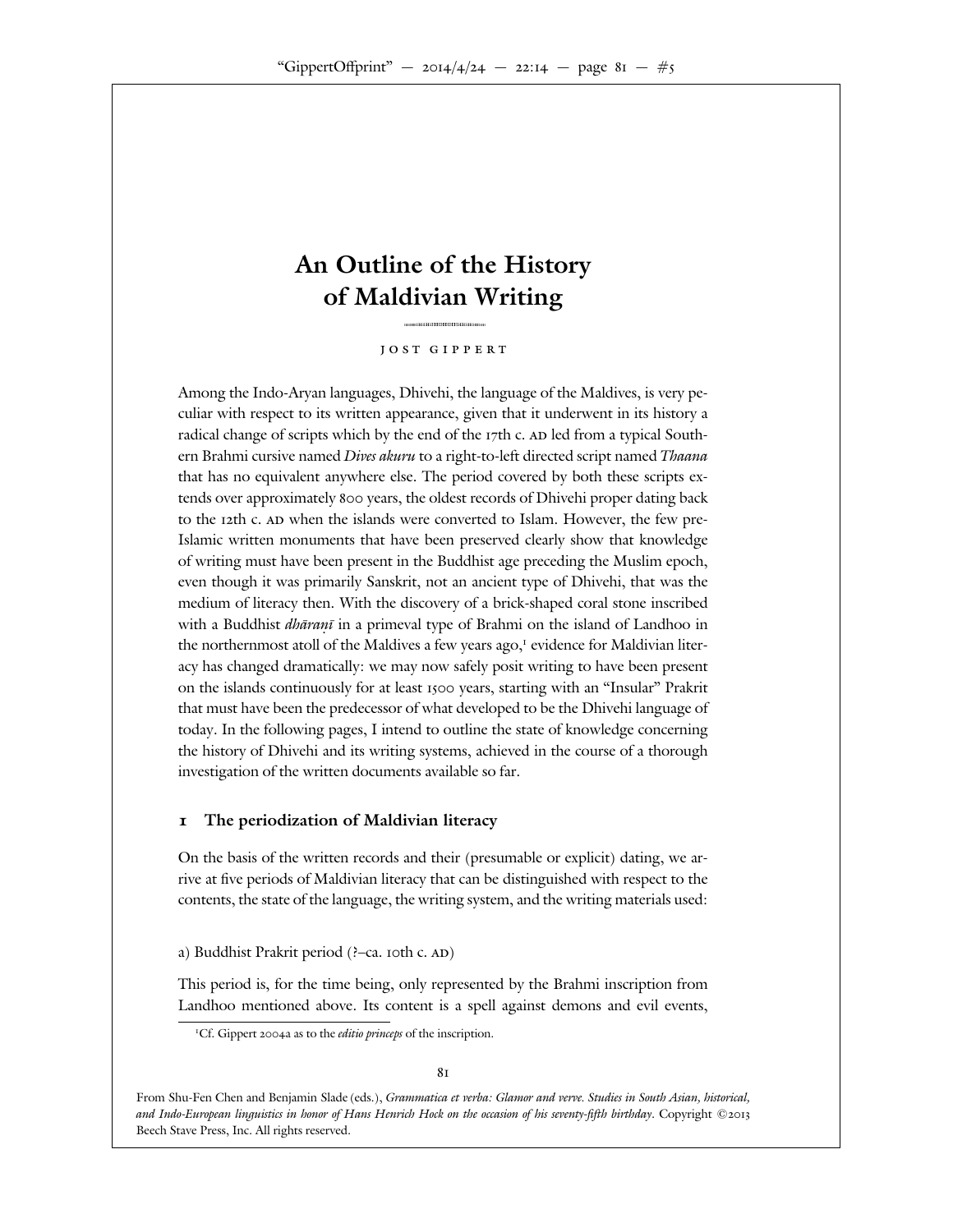# An Outline of the History of Maldivian Writing

JOST GIPPERT

Among the Indo-Aryan languages, Dhivehi, the language of the Maldives, is very peculiar with respect to its written appearance, given that it underwent in its history a radical change of scripts which by the end of the 17th c. AD led from a typical Southern Brahmi cursive named *Dives akuru* to a right-to-left directed script named *Thaana* that has no equivalent anywhere else. The period covered by both these scripts extends over approximately 800 years, the oldest records of Dhivehi proper dating back to the 12th c. AD when the islands were converted to Islam. However, the few pre-Islamic written monuments that have been preserved clearly show that knowledge of writing must have been present in the Buddhist age preceding the Muslim epoch, even though it was primarily Sanskrit, not an ancient type of Dhivehi, that was the medium of literacy then. With the discovery of a brick-shaped coral stone inscribed with a Buddhist *dhāraṇī* in a primeval type of Brahmi on the island of Landhoo in the northernmost atoll of the Maldives a few years ago,[1] evidence for Maldivian literacy has changed dramatically: we may now safely posit writing to have been present on the islands continuously for at least 1500 years, starting with an "Insular" Prakrit that must have been the predecessor of what developed to be the Dhivehi language of today. In the following pages, I intend to outline the state of knowledge concerning the history of Dhivehi and its writing systems, achieved in the course of a thorough investigation of the written documents available so far.

## 1 The periodization of Maldivian literacy

On the basis of the written records and their (presumable or explicit) dating, we arrive at five periods of Maldivian literacy that can be distinguished with respect to the contents, the state of the language, the writing system, and the writing materials used:

a) Buddhist Prakrit period (?–ca. 10th c. AD)

This period is, for the time being, only represented by the Brahmi inscription from Landhoo mentioned above. Its content is a spell against demons and evil events,

[1] Cf. Gippert 2004a as to the *editio princeps* of the inscription.

From Shu-Fen Chen and Benjamin Slade (eds.), *Grammatica et verba: Glamor and verve. Studies in South Asian, historical, and Indo-European linguistics in honor of Hans Henrich Hock on the occasion of his seventy-fifth birthday*. Copyright ©2013 Beech Stave Press, Inc. All rights reserved.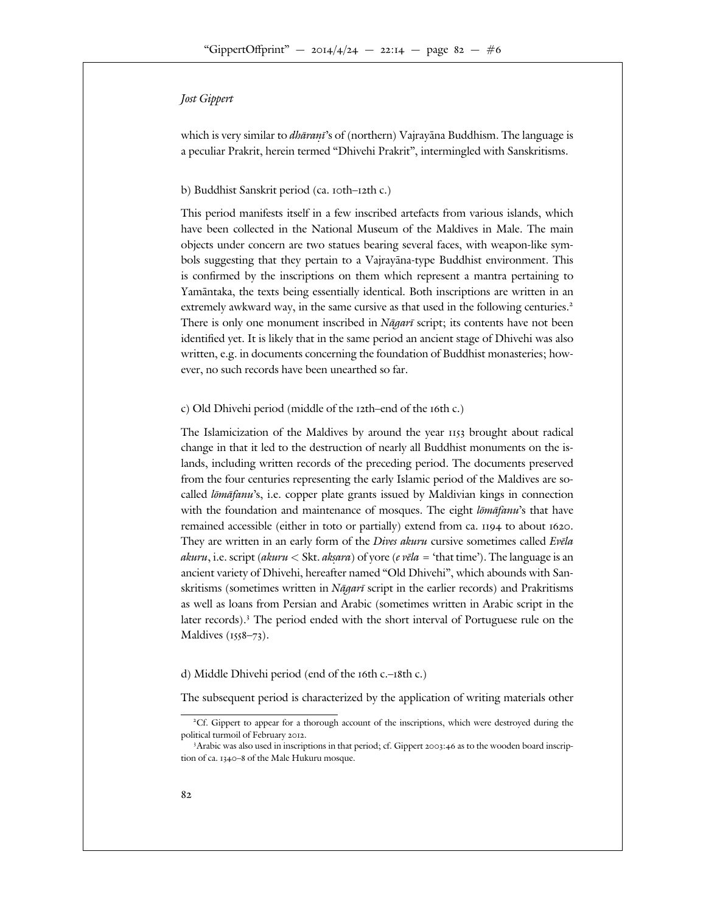which is very similar to *dhāraṇī*'s of (northern) Vajrayāna Buddhism. The language is a peculiar Prakrit, herein termed "Dhivehi Prakrit", intermingled with Sanskritisms.

b) Buddhist Sanskrit period (ca. 10th–12th c.)

This period manifests itself in a few inscribed artefacts from various islands, which have been collected in the National Museum of the Maldives in Male. The main objects under concern are two statues bearing several faces, with weapon-like symbols suggesting that they pertain to a Vajrayāna-type Buddhist environment. This is confirmed by the inscriptions on them which represent a mantra pertaining to Yamāntaka, the texts being essentially identical. Both inscriptions are written in an extremely awkward way, in the same cursive as that used in the following centuries.[2] There is only one monument inscribed in *Nāgarī* script; its contents have not been identified yet. It is likely that in the same period an ancient stage of Dhivehi was also written, e.g. in documents concerning the foundation of Buddhist monasteries; however, no such records have been unearthed so far.

c) Old Dhivehi period (middle of the 12th–end of the 16th c.)

The Islamicization of the Maldives by around the year 1153 brought about radical change in that it led to the destruction of nearly all Buddhist monuments on the islands, including written records of the preceding period. The documents preserved from the four centuries representing the early Islamic period of the Maldives are so-called *lōmāfanu*'s, i.e. copper plate grants issued by Maldivian kings in connection with the foundation and maintenance of mosques. The eight *lōmāfanu*'s that have remained accessible (either in toto or partially) extend from ca. 1194 to about 1620. They are written in an early form of the ***Dives akuru*** cursive sometimes called ***Evēla akuru***, i.e. script (***akuru*** < Skt. ***akṣara***) of yore (***e vēla*** = 'that time'). The language is an ancient variety of Dhivehi, hereafter named "Old Dhivehi", which abounds with Sanskritisms (sometimes written in *Nāgarī* script in the earlier records) and Prakritisms as well as loans from Persian and Arabic (sometimes written in Arabic script in the later records).[3] The period ended with the short interval of Portuguese rule on the Maldives (1558–73).

d) Middle Dhivehi period (end of the 16th c.–18th c.)

The subsequent period is characterized by the application of writing materials other

[2] Cf. Gippert to appear for a thorough account of the inscriptions, which were destroyed during the political turmoil of February 2012.

[3] Arabic was also used in inscriptions in that period; cf. Gippert 2003:46 as to the wooden board inscription of ca. 1340–8 of the Male Hukuru mosque.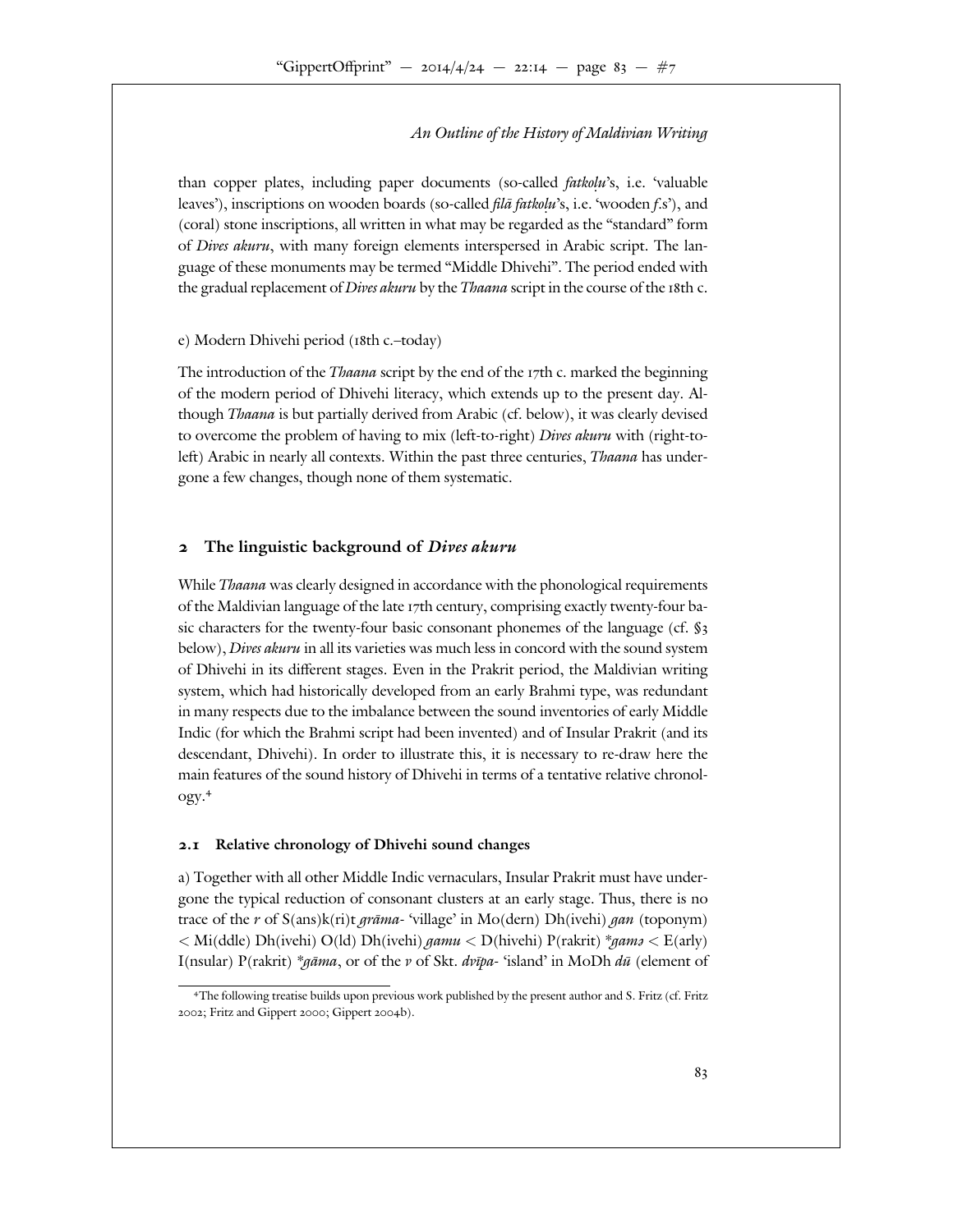than copper plates, including paper documents (so-called *fatkoḷu*'s, i.e. 'valuable leaves'), inscriptions on wooden boards (so-called *filā fatkoḷu*'s, i.e. 'wooden *f*.s'), and (coral) stone inscriptions, all written in what may be regarded as the "standard" form of *Dives akuru*, with many foreign elements interspersed in Arabic script. The language of these monuments may be termed "Middle Dhivehi". The period ended with the gradual replacement of *Dives akuru* by the *Thaana* script in the course of the 18th c.

e) Modern Dhivehi period (18th c.–today)

The introduction of the *Thaana* script by the end of the 17th c. marked the beginning of the modern period of Dhivehi literacy, which extends up to the present day. Although *Thaana* is but partially derived from Arabic (cf. below), it was clearly devised to overcome the problem of having to mix (left-to-right) *Dives akuru* with (right-to-left) Arabic in nearly all contexts. Within the past three centuries, *Thaana* has undergone a few changes, though none of them systematic.

## 2 The linguistic background of *Dives akuru*

While *Thaana* was clearly designed in accordance with the phonological requirements of the Maldivian language of the late 17th century, comprising exactly twenty-four basic characters for the twenty-four basic consonant phonemes of the language (cf. §3 below), *Dives akuru* in all its varieties was much less in concord with the sound system of Dhivehi in its different stages. Even in the Prakrit period, the Maldivian writing system, which had historically developed from an early Brahmi type, was redundant in many respects due to the imbalance between the sound inventories of early Middle Indic (for which the Brahmi script had been invented) and of Insular Prakrit (and its descendant, Dhivehi). In order to illustrate this, it is necessary to re-draw here the main features of the sound history of Dhivehi in terms of a tentative relative chronology.[4]

### 2.1 Relative chronology of Dhivehi sound changes

a) Together with all other Middle Indic vernaculars, Insular Prakrit must have undergone the typical reduction of consonant clusters at an early stage. Thus, there is no trace of the *r* of S(ans)k(ri)t *grāma*- 'village' in Mo(dern) Dh(ivehi) *gan* (toponym) < Mi(ddle) Dh(ivehi) O(ld) Dh(ivehi) *gamu* < D(hivehi) P(rakrit) *\*gamə* < E(arly) I(nsular) P(rakrit) *\*gāma*, or of the *v* of Skt. *dvīpa*- 'island' in MoDh *dū* (element of

[4] The following treatise builds upon previous work published by the present author and S. Fritz (cf. Fritz 2002; Fritz and Gippert 2000; Gippert 2004b).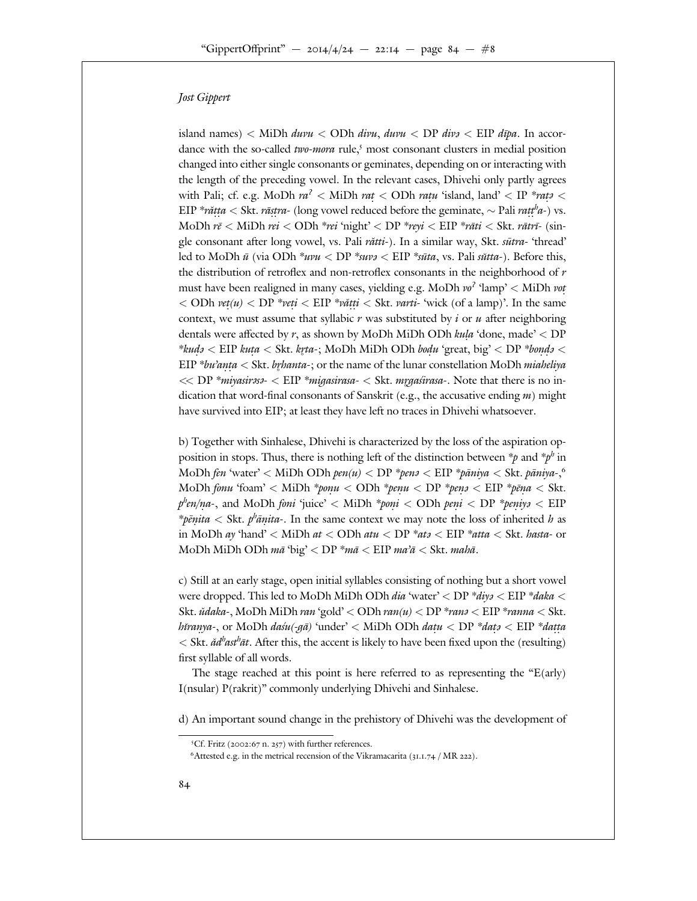island names) < MiDh *duvu* < ODh *divu*, *duvu* < DP *divə* < EIP *dīpa*. In accordance with the so-called *two-mora* rule,[5] most consonant clusters in medial position changed into either single consonants or geminates, depending on or interacting with the length of the preceding vowel. In the relevant cases, Dhivehi only partly agrees with Pali; cf. e.g. MoDh *ra*ˀ < MiDh *raṭ* < ODh *raṭu* 'island, land' < IP \**raṭə* < EIP \**răṭṭa* < Skt. *rāṣṭra-* (long vowel reduced before the geminate, ~ Pali *raṭṭʰa-*) vs. MoDh *rē* < MiDh *rei* < ODh \**rei* 'night' < DP \**reyi* < EIP \**rāti* < Skt. *rātrī-* (single consonant after long vowel, vs. Pali *rătti-*). In a similar way, Skt. *sūtra-* 'thread' led to MoDh *ū* (via ODh \**uvu* < DP \**suvə* < EIP \**sūta*, vs. Pali *sŭtta-*). Before this, the distribution of retroflex and non-retroflex consonants in the neighborhood of *r* must have been realigned in many cases, yielding e.g. MoDh *vo*ˀ 'lamp' < MiDh *voṭ* < ODh *veṭ(u)* < DP \**veṭi* < EIP \**văṭṭi* < Skt. *varti-* 'wick (of a lamp)'. In the same context, we must assume that syllabic *r* was substituted by *i* or *u* after neighboring dentals were affected by *r*, as shown by MoDh MiDh ODh *kuḷa* 'done, made' < DP \**kuḍə* < EIP *kuṭa* < Skt. *kr̥ta-*; MoDh MiDh ODh *boḍu* 'great, big' < DP \**boṇḍə* < EIP \**bu'aṇṭa* < Skt. *br̥hanta-*; or the name of the lunar constellation MoDh *miaheliya* << DP \**miyasirəsə-* < EIP \**migasirasa-* < Skt. *mr̥gaśirasa-*. Note that there is no indication that word-final consonants of Sanskrit (e.g., the accusative ending *m*) might have survived into EIP; at least they have left no traces in Dhivehi whatsoever.

b) Together with Sinhalese, Dhivehi is characterized by the loss of the aspiration opposition in stops. Thus, there is nothing left of the distinction between \**p* and \**pʰ* in MoDh *fen* 'water' < MiDh ODh *pen(u)* < DP \**penə* < EIP \**pāniya* < Skt. *pāniya-*,[6] MoDh *fonu* 'foam' < MiDh \**poṇu* < ODh \**peṇu* < DP \**peṇə* < EIP \**pēṇa* < Skt. *pʰen/ṇa-*, and MoDh *foni* 'juice' < MiDh \**poṇi* < ODh *peṇi* < DP \**peṇiyə* < EIP \**pēṇita* < Skt. *pʰāṇita-*. In the same context we may note the loss of inherited *h* as in MoDh *ay* 'hand' < MiDh *at* < ODh *atu* < DP \**atə* < EIP \**atta* < Skt. *hasta-* or MoDh MiDh ODh *mā* 'big' < DP \**mā* < EIP *ma'ā* < Skt. *mahā*.

c) Still at an early stage, open initial syllables consisting of nothing but a short vowel were dropped. This led to MoDh MiDh ODh *dia* 'water' < DP \**diyə* < EIP \**daka* < Skt. *ŭdaka-*, MoDh MiDh *ran* 'gold' < ODh *ran(u)* < DP \**ranə* < EIP \**ranna* < Skt. *hiraṇya-*, or MoDh *daśu(-gā)* 'under' < MiDh ODh *daṭu* < DP \**daṭə* < EIP \**daṭṭa* < Skt. *ădʰastʰāt*. After this, the accent is likely to have been fixed upon the (resulting) first syllable of all words.

The stage reached at this point is here referred to as representing the "E(arly) I(nsular) P(rakrit)" commonly underlying Dhivehi and Sinhalese.

d) An important sound change in the prehistory of Dhivehi was the development of

[5] Cf. Fritz (2002:67 n. 257) with further references.

[6] Attested e.g. in the metrical recension of the Vikramacarita (31.1.74 / MR 222).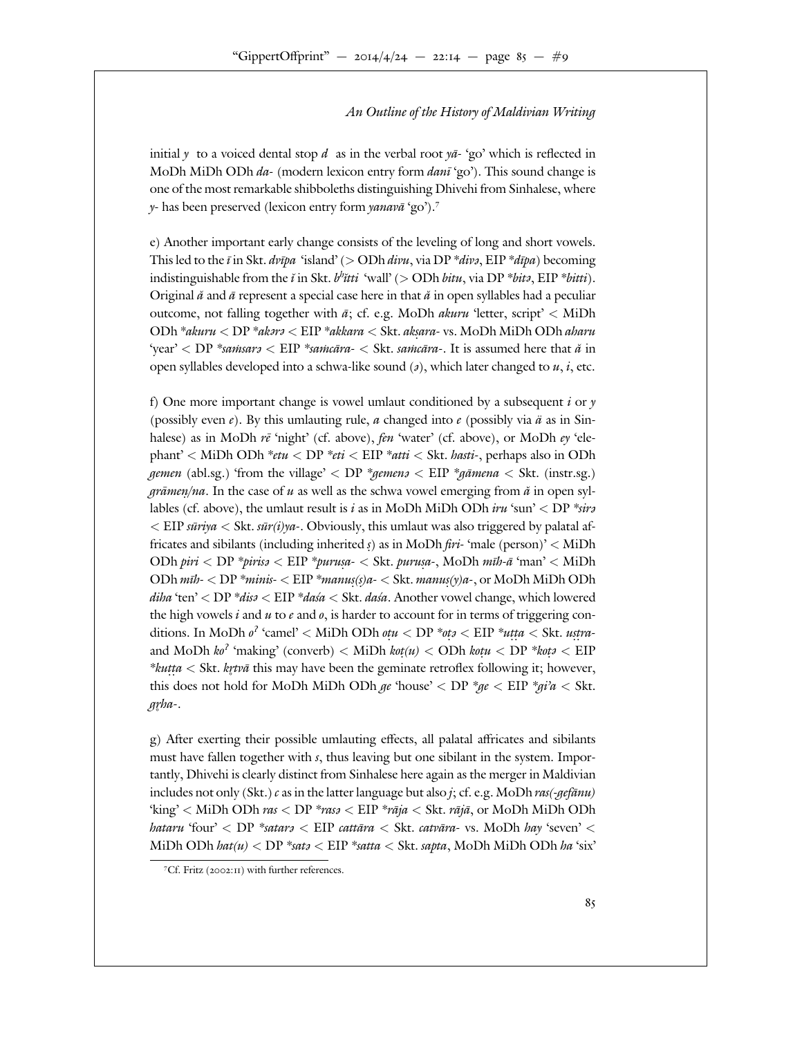initial *y* to a voiced dental stop *d* as in the verbal root *yā-* 'go' which is reflected in MoDh MiDh ODh *da-* (modern lexicon entry form *danī* 'go'). This sound change is one of the most remarkable shibboleths distinguishing Dhivehi from Sinhalese, where *y-* has been preserved (lexicon entry form *yanavā* 'go').[7]

e) Another important early change consists of the leveling of long and short vowels. This led to the *ī* in Skt. *dvīpa* 'island' (> ODh *divu*, via DP *\*divə*, EIP *\*dīpa*) becoming indistinguishable from the *ĭ* in Skt. *b^hitti* 'wall' (> ODh *bitu*, via DP *\*bitə*, EIP *\*bitti*). Original *ă* and *ā* represent a special case here in that *ă* in open syllables had a peculiar outcome, not falling together with *ā*; cf. e.g. MoDh *akuru* 'letter, script' < MiDh ODh *\*akuru* < DP *\*akərə* < EIP *\*akkara* < Skt. *akṣara-* vs. MoDh MiDh ODh *aharu* 'year' < DP *\*saṁsarə* < EIP *\*saṁcāra-* < Skt. *saṁcāra-*. It is assumed here that *ă* in open syllables developed into a schwa-like sound (*ə*), which later changed to *u*, *i*, etc.

f) One more important change is vowel umlaut conditioned by a subsequent *i* or *y* (possibly even *e*). By this umlauting rule, *a* changed into *e* (possibly via *ä* as in Sinhalese) as in MoDh *rē* 'night' (cf. above), *fen* 'water' (cf. above), or MoDh *ey* 'elephant' < MiDh ODh *\*etu* < DP *\*eti* < EIP *\*atti* < Skt. *hasti-*, perhaps also in ODh *gemen* (abl.sg.) 'from the village' < DP *\*gemenə* < EIP *\*gāmena* < Skt. (instr.sg.) *grāmen/na*. In the case of *u* as well as the schwa vowel emerging from *ă* in open syllables (cf. above), the umlaut result is *i* as in MoDh MiDh ODh *iru* 'sun' < DP *\*sirə* < EIP *sūriya* < Skt. *sūr(i)ya-*. Obviously, this umlaut was also triggered by palatal affricates and sibilants (including inherited *ṣ*) as in MoDh *firi-* 'male (person)' < MiDh ODh *piri* < DP *\*pirisə* < EIP *\*puruṣa-* < Skt. *puruṣa-*, MoDh *mīh-ā* 'man' < MiDh ODh *mīh-* < DP *\*minis-* < EIP *\*manuṣ(s)a-* < Skt. *manuṣ(y)a-*, or MoDh MiDh ODh *diha* 'ten' < DP *\*disə* < EIP *\*daśa* < Skt. *daśa*. Another vowel change, which lowered the high vowels *i* and *u* to *e* and *o*, is harder to account for in terms of triggering conditions. In MoDh *o^ʔ* 'camel' < MiDh ODh *oṭu* < DP *\*oṭə* < EIP *\*uṭṭa* < Skt. *uṣṭra-* and MoDh *ko^ʔ* 'making' (converb) < MiDh *koṭ(u)* < ODh *koṭu* < DP *\*koṭə* < EIP *\*kuṭṭa* < Skt. *kṛtvā* this may have been the geminate retroflex following it; however, this does not hold for MoDh MiDh ODh *ge* 'house' < DP *\*ge* < EIP *\*gi'a* < Skt. *gṛha-*.

g) After exerting their possible umlauting effects, all palatal affricates and sibilants must have fallen together with *s*, thus leaving but one sibilant in the system. Importantly, Dhivehi is clearly distinct from Sinhalese here again as the merger in Maldivian includes not only (Skt.) *c* as in the latter language but also *j*; cf. e.g. MoDh *ras(-gefānu)* 'king' < MiDh ODh *ras* < DP *\*rasə* < EIP *\*rāja* < Skt. *rājā*, or MoDh MiDh ODh *hataru* 'four' < DP *\*satarə* < EIP *cattāra* < Skt. *catvāra-* vs. MoDh *hay* 'seven' < MiDh ODh *hat(u)* < DP *\*satə* < EIP *\*satta* < Skt. *sapta*, MoDh MiDh ODh *ha* 'six'

[7] Cf. Fritz (2002:11) with further references.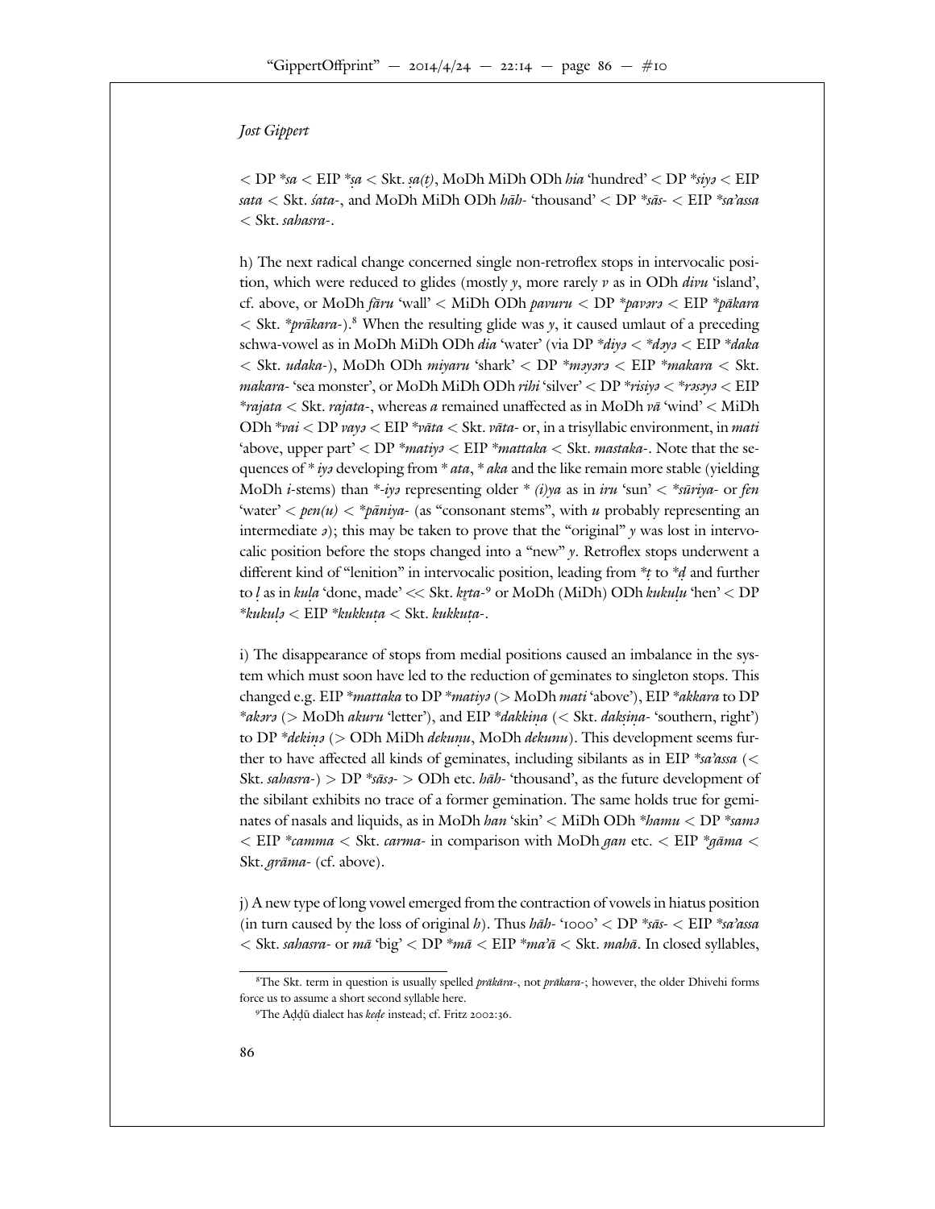< DP *sa < EIP **ṣa* < Skt. *ṣa(t)*, MoDh MiDh ODh *hia* 'hundred' < DP **siyə* < EIP *sata* < Skt. *śata-*, and MoDh MiDh ODh *hāh-* 'thousand' < DP **sās-* < EIP **sa'assa* < Skt. *sahasra-*.

h) The next radical change concerned single non-retroflex stops in intervocalic position, which were reduced to glides (mostly *y*, more rarely *v* as in ODh *divu* 'island', cf. above, or MoDh *fāru* 'wall' < MiDh ODh *pavuru* < DP **pavərə* < EIP **pākara* < Skt. **prākara-*).[8] When the resulting glide was *y*, it caused umlaut of a preceding schwa-vowel as in MoDh MiDh ODh *dia* 'water' (via DP **diyə* < **dəyə* < EIP **daka* < Skt. *udaka-*), MoDh ODh *miyaru* 'shark' < DP **məyərə* < EIP **makara* < Skt. *makara-* 'sea monster', or MoDh MiDh ODh *rihi* 'silver' < DP **risiyə* < **rəsəyə* < EIP **rajata* < Skt. *rajata-*, whereas *a* remained unaffected as in MoDh *vā* 'wind' < MiDh ODh **vai* < DP *vayə* < EIP **vāta* < Skt. *vāta-* or, in a trisyllabic environment, in *mati* 'above, upper part' < DP **matiyə* < EIP **mattaka* < Skt. *mastaka-*. Note that the sequences of * *iyə* developing from * *ata*, * *aka* and the like remain more stable (yielding MoDh *i*-stems) than *-*iyə* representing older * *(i)ya* as in *iru* 'sun' < **sūriya-* or *fen* 'water' < *pen(u)* < **pāniya-* (as "consonant stems", with *u* probably representing an intermediate *ə*); this may be taken to prove that the "original" *y* was lost in intervocalic position before the stops changed into a "new" *y*. Retroflex stops underwent a different kind of "lenition" in intervocalic position, leading from **ṭ* to **ḍ* and further to *ḷ* as in *kuḷa* 'done, made' << Skt. *kr̥ta-*[9] or MoDh (MiDh) ODh *kukuḷu* 'hen' < DP **kukuḷə* < EIP **kukkuṭa* < Skt. *kukkuṭa-*.

i) The disappearance of stops from medial positions caused an imbalance in the system which must soon have led to the reduction of geminates to singleton stops. This changed e.g. EIP **mattaka* to DP **matiyə* (> MoDh *mati* 'above'), EIP **akkara* to DP **akərə* (> MoDh *akuru* 'letter'), and EIP **dakkiṇa* (< Skt. *dakṣiṇa-* 'southern, right') to DP **dekiṇə* (> ODh MiDh *dekuṇu*, MoDh *dekunu*). This development seems further to have affected all kinds of geminates, including sibilants as in EIP **sa'assa* (< Skt. *sahasra-*) > DP **sāsə-* > ODh etc. *hāh-* 'thousand', as the future development of the sibilant exhibits no trace of a former gemination. The same holds true for geminates of nasals and liquids, as in MoDh *han* 'skin' < MiDh ODh **hamu* < DP **samə* < EIP **camma* < Skt. *carma-* in comparison with MoDh *gan* etc. < EIP **gāma* < Skt. *grāma-* (cf. above).

j) A new type of long vowel emerged from the contraction of vowels in hiatus position (in turn caused by the loss of original *h*). Thus *hāh-* '1000' < DP **sās-* < EIP **sa'assa* < Skt. *sahasra-* or *mā* 'big' < DP **mā* < EIP **ma'ā* < Skt. *mahā*. In closed syllables,

---

[8]The Skt. term in question is usually spelled *prākāra-*, not *prākara-*; however, the older Dhivehi forms force us to assume a short second syllable here.

[9]The Aḍḍū dialect has *keḍe* instead; cf. Fritz 2002:36.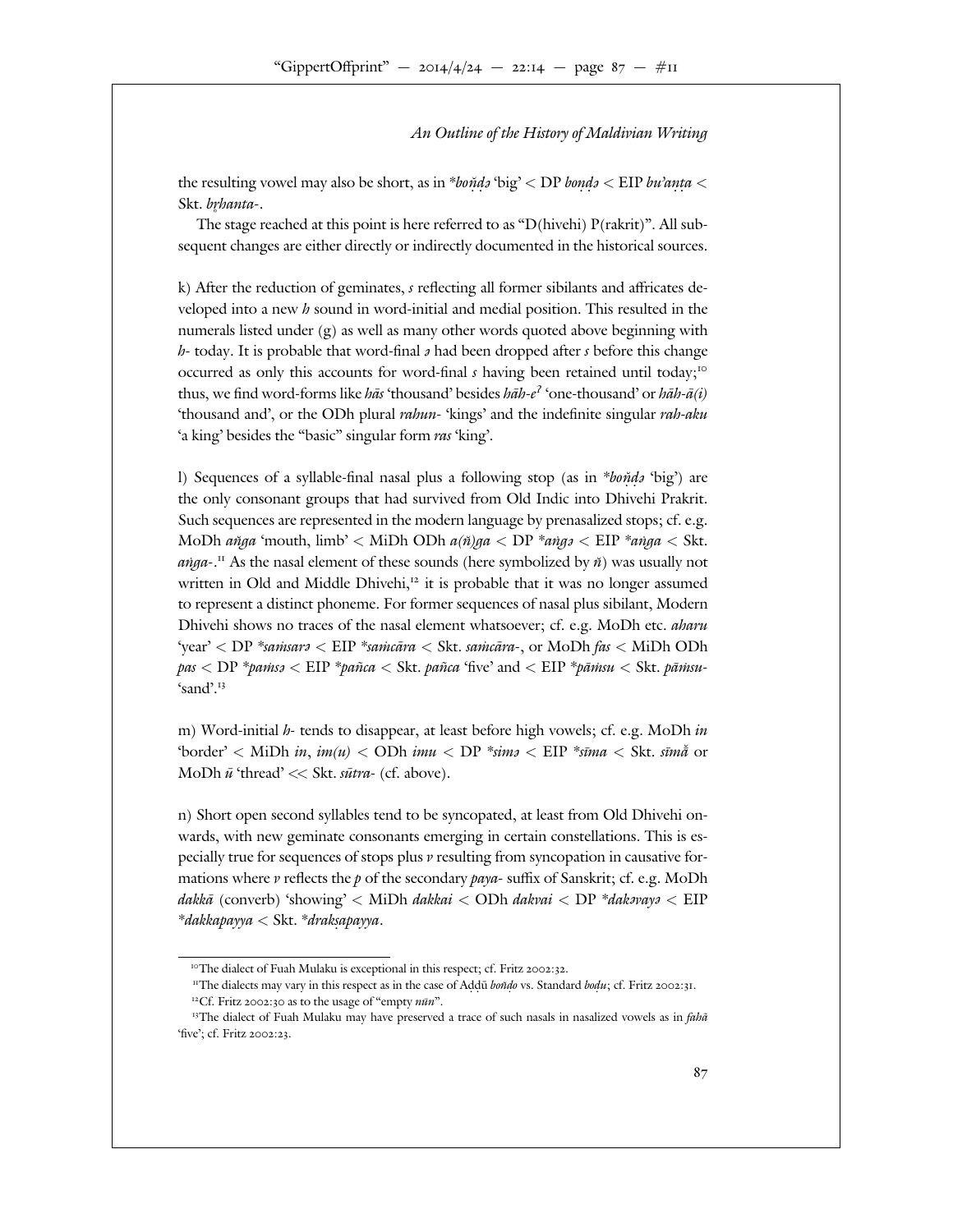the resulting vowel may also be short, as in **boňḍə* 'big' < DP *boṇḍə* < EIP *bu'aṇṭa* < Skt. *bṛhanta-*.

The stage reached at this point is here referred to as "D(hivehi) P(rakrit)". All subsequent changes are either directly or indirectly documented in the historical sources.

k) After the reduction of geminates, *s* reflecting all former sibilants and affricates developed into a new *h* sound in word-initial and medial position. This resulted in the numerals listed under (g) as well as many other words quoted above beginning with *h-* today. It is probable that word-final *ə* had been dropped after *s* before this change occurred as only this accounts for word-final *s* having been retained until today;[10] thus, we find word-forms like *hās* 'thousand' besides *hāh-eˀ* 'one-thousand' or *hāh-ā(i)* 'thousand and', or the ODh plural *rahun-* 'kings' and the indefinite singular *rah-aku* 'a king' besides the "basic" singular form *ras* 'king'.

l) Sequences of a syllable-final nasal plus a following stop (as in **boňḍə* 'big') are the only consonant groups that had survived from Old Indic into Dhivehi Prakrit. Such sequences are represented in the modern language by prenasalized stops; cf. e.g. MoDh *aňga* 'mouth, limb' < MiDh ODh *a(ň)ga* < DP **aṅgə* < EIP **aṅga* < Skt. *aṅga-*.[11] As the nasal element of these sounds (here symbolized by *ň*) was usually not written in Old and Middle Dhivehi,[12] it is probable that it was no longer assumed to represent a distinct phoneme. For former sequences of nasal plus sibilant, Modern Dhivehi shows no traces of the nasal element whatsoever; cf. e.g. MoDh etc. *aharu* 'year' < DP **saṁsarə* < EIP **saṁcāra* < Skt. *saṁcāra-*, or MoDh *fas* < MiDh ODh *pas* < DP **paṁsə* < EIP **pañca* < Skt. *pañca* 'five' and < EIP **pāṁsu* < Skt. *pāṁsu-* 'sand'.[13]

m) Word-initial *h-* tends to disappear, at least before high vowels; cf. e.g. MoDh *in* 'border' < MiDh *in*, *im(u)* < ODh *imu* < DP **simə* < EIP **sīma* < Skt. *sīmă* or MoDh *ū* 'thread' << Skt. *sūtra-* (cf. above).

n) Short open second syllables tend to be syncopated, at least from Old Dhivehi onwards, with new geminate consonants emerging in certain constellations. This is especially true for sequences of stops plus *v* resulting from syncopation in causative formations where *v* reflects the *p* of the secondary *paya-* suffix of Sanskrit; cf. e.g. MoDh *dakkā* (converb) 'showing' < MiDh *dakkai* < ODh *dakvai* < DP **dakəvayə* < EIP **dakkapayya* < Skt. **drakṣapayya*.

---

[10] The dialect of Fuah Mulaku is exceptional in this respect; cf. Fritz 2002:32.

[11] The dialects may vary in this respect as in the case of Aḍḍū *boňḍo* vs. Standard *boḍu*; cf. Fritz 2002:31.

[12] Cf. Fritz 2002:30 as to the usage of "empty *nūn*".

[13] The dialect of Fuah Mulaku may have preserved a trace of such nasals in nasalized vowels as in *fahā̃* 'five'; cf. Fritz 2002:23.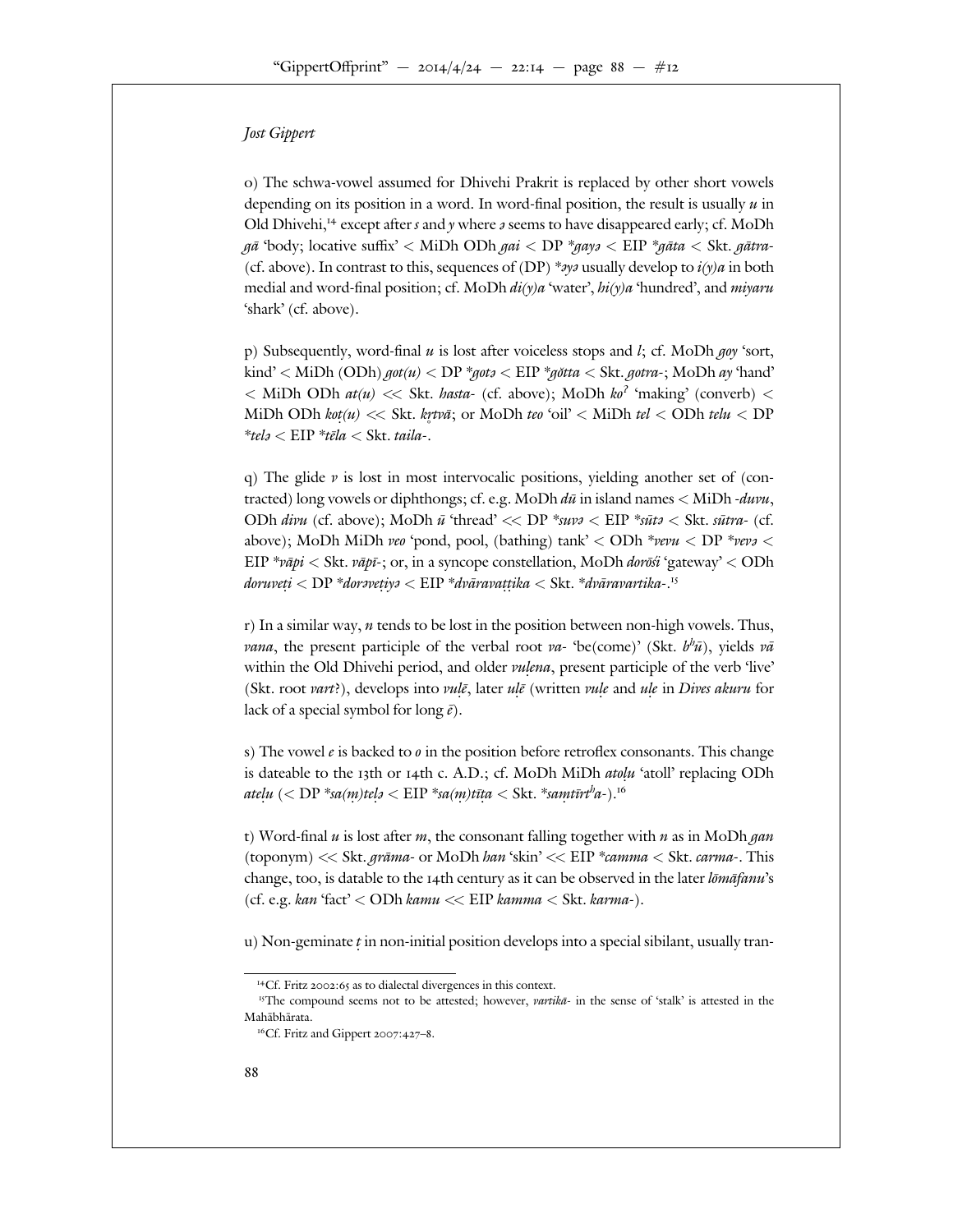o) The schwa-vowel assumed for Dhivehi Prakrit is replaced by other short vowels depending on its position in a word. In word-final position, the result is usually *u* in Old Dhivehi,[14] except after *s* and *y* where *ə* seems to have disappeared early; cf. MoDh *gā* 'body; locative suffix' < MiDh ODh *gai* < DP *\*gayə* < EIP *\*gāta* < Skt. *gātra-* (cf. above). In contrast to this, sequences of (DP) *\*əyə* usually develop to *i(y)a* in both medial and word-final position; cf. MoDh *di(y)a* 'water', *hi(y)a* 'hundred', and *miyaru* 'shark' (cf. above).

p) Subsequently, word-final *u* is lost after voiceless stops and *l*; cf. MoDh *goy* 'sort, kind' < MiDh (ODh) *got(u)* < DP *\*gotə* < EIP *\*gŏtta* < Skt. *gotra-*; MoDh *ay* 'hand' < MiDh ODh *at(u)* << Skt. *hasta-* (cf. above); MoDh *ko*ˀ 'making' (converb) < MiDh ODh *koṭ(u)* << Skt. *kr̥tvā*; or MoDh *teo* 'oil' < MiDh *tel* < ODh *telu* < DP *\*telə* < EIP *\*tēla* < Skt. *taila-*.

q) The glide *v* is lost in most intervocalic positions, yielding another set of (contracted) long vowels or diphthongs; cf. e.g. MoDh *dū* in island names < MiDh *-duvu*, ODh *divu* (cf. above); MoDh *ū* 'thread' << DP *\*suvə* < EIP *\*sūtə* < Skt. *sūtra-* (cf. above); MoDh MiDh *veo* 'pond, pool, (bathing) tank' < ODh *\*vevu* < DP *\*vevə* < EIP *\*vāpi* < Skt. *vāpī-*; or, in a syncope constellation, MoDh *dorōši* 'gateway' < ODh *doruveṭi* < DP *\*dorəveṭiyə* < EIP *\*dvāravaṭṭika* < Skt. *\*dvāravartika-*.[15]

r) In a similar way, *n* tends to be lost in the position between non-high vowels. Thus, *vana*, the present participle of the verbal root *va-* 'be(come)' (Skt. *bʰū*), yields *vā* within the Old Dhivehi period, and older *vuḷena*, present participle of the verb 'live' (Skt. root *vart*?), develops into *vuḷē*, later *uḷē* (written *vuḷe* and *uḷe* in *Dives akuru* for lack of a special symbol for long *ē*).

s) The vowel *e* is backed to *o* in the position before retroflex consonants. This change is dateable to the 13th or 14th c. A.D.; cf. MoDh MiDh *atoḷu* 'atoll' replacing ODh *ateḷu* (< DP *\*sa(ṃ)teḷə* < EIP *\*sa(m)tīṭa* < Skt. *\*saṃtīrtʰa-*).[16]

t) Word-final *u* is lost after *m*, the consonant falling together with *n* as in MoDh *gan* (toponym) << Skt. *grāma-* or MoDh *han* 'skin' << EIP *\*camma* < Skt. *carma-*. This change, too, is datable to the 14th century as it can be observed in the later *lōmāfanu*'s (cf. e.g. *kan* 'fact' < ODh *kamu* << EIP *kamma* < Skt. *karma-*).

u) Non-geminate *ṭ* in non-initial position develops into a special sibilant, usually tran-

[14] Cf. Fritz 2002:65 as to dialectal divergences in this context.

[15] The compound seems not to be attested; however, *vartikā-* in the sense of 'stalk' is attested in the Mahābhārata.

[16] Cf. Fritz and Gippert 2007:427–8.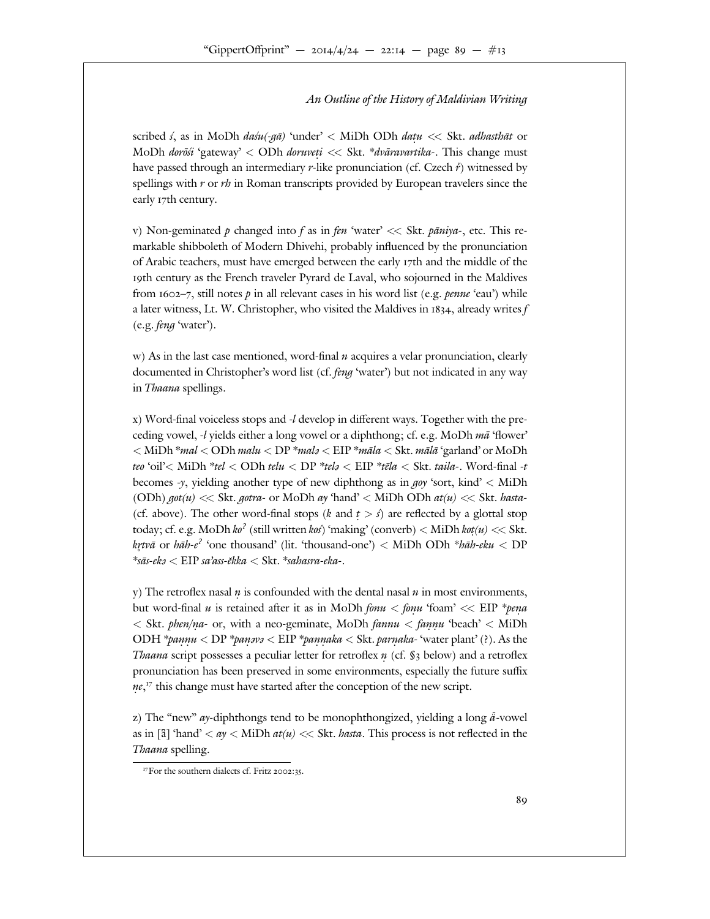scribed *ś*, as in MoDh *daśu(-gā)* 'under' < MiDh ODh *daṭu* << Skt. *adhasthāt* or MoDh *dorōśi* 'gateway' < ODh *doruveṭi* << Skt. **dvāravartika-*. This change must have passed through an intermediary *r*-like pronunciation (cf. Czech *ř*) witnessed by spellings with *r* or *rh* in Roman transcripts provided by European travelers since the early 17th century.

v) Non-geminated *p* changed into *f* as in *fen* 'water' << Skt. *pāniya-*, etc. This remarkable shibboleth of Modern Dhivehi, probably influenced by the pronunciation of Arabic teachers, must have emerged between the early 17th and the middle of the 19th century as the French traveler Pyrard de Laval, who sojourned in the Maldives from 1602–7, still notes *p* in all relevant cases in his word list (e.g. *penne* 'eau') while a later witness, Lt. W. Christopher, who visited the Maldives in 1834, already writes *f* (e.g. *feng* 'water').

w) As in the last case mentioned, word-final *n* acquires a velar pronunciation, clearly documented in Christopher's word list (cf. *feng* 'water') but not indicated in any way in *Thaana* spellings.

x) Word-final voiceless stops and *-l* develop in different ways. Together with the preceding vowel, *-l* yields either a long vowel or a diphthong; cf. e.g. MoDh *mā* 'flower' < MiDh **mal* < ODh *malu* < DP **malə* < EIP **māla* < Skt. *mālā* 'garland' or MoDh *teo* 'oil'< MiDh **tel* < ODh *telu* < DP **telə* < EIP **tēla* < Skt. *taila-*. Word-final *-t* becomes *-y*, yielding another type of new diphthong as in *goy* 'sort, kind' < MiDh (ODh) *got(u)* << Skt. *gotra-* or MoDh *ay* 'hand' < MiDh ODh *at(u)* << Skt. *hasta-* (cf. above). The other word-final stops (*k* and *ṭ* > *ś*) are reflected by a glottal stop today; cf. e.g. MoDh *koˀ* (still written *koś*) 'making' (converb) < MiDh *koṭ(u)* << Skt. *kr̥tvā* or *hāh-eˀ* 'one thousand' (lit. 'thousand-one') < MiDh ODh **hāh-eku* < DP **sās-ekə* < EIP *sa'ass-ĕkka* < Skt. **sahasra-eka-*.

y) The retroflex nasal *ṇ* is confounded with the dental nasal *n* in most environments, but word-final *u* is retained after it as in MoDh *fonu* < *foṇu* 'foam' << EIP **peṇa* < Skt. *phen/ṇa-* or, with a neo-geminate, MoDh *fannu* < *faṇṇu* 'beach' < MiDh ODH **paṇṇu* < DP **paṇəvə* < EIP **paṇṇaka* < Skt. *parṇaka-* 'water plant' (?). As the *Thaana* script possesses a peculiar letter for retroflex *ṇ* (cf. §3 below) and a retroflex pronunciation has been preserved in some environments, especially the future suffix *ṇe*,[17] this change must have started after the conception of the new script.

z) The "new" *ay*-diphthongs tend to be monophthongized, yielding a long *ǟ*-vowel as in [ǟ] 'hand' < *ay* < MiDh *at(u)* << Skt. *hasta*. This process is not reflected in the *Thaana* spelling.

[17] For the southern dialects cf. Fritz 2002:35.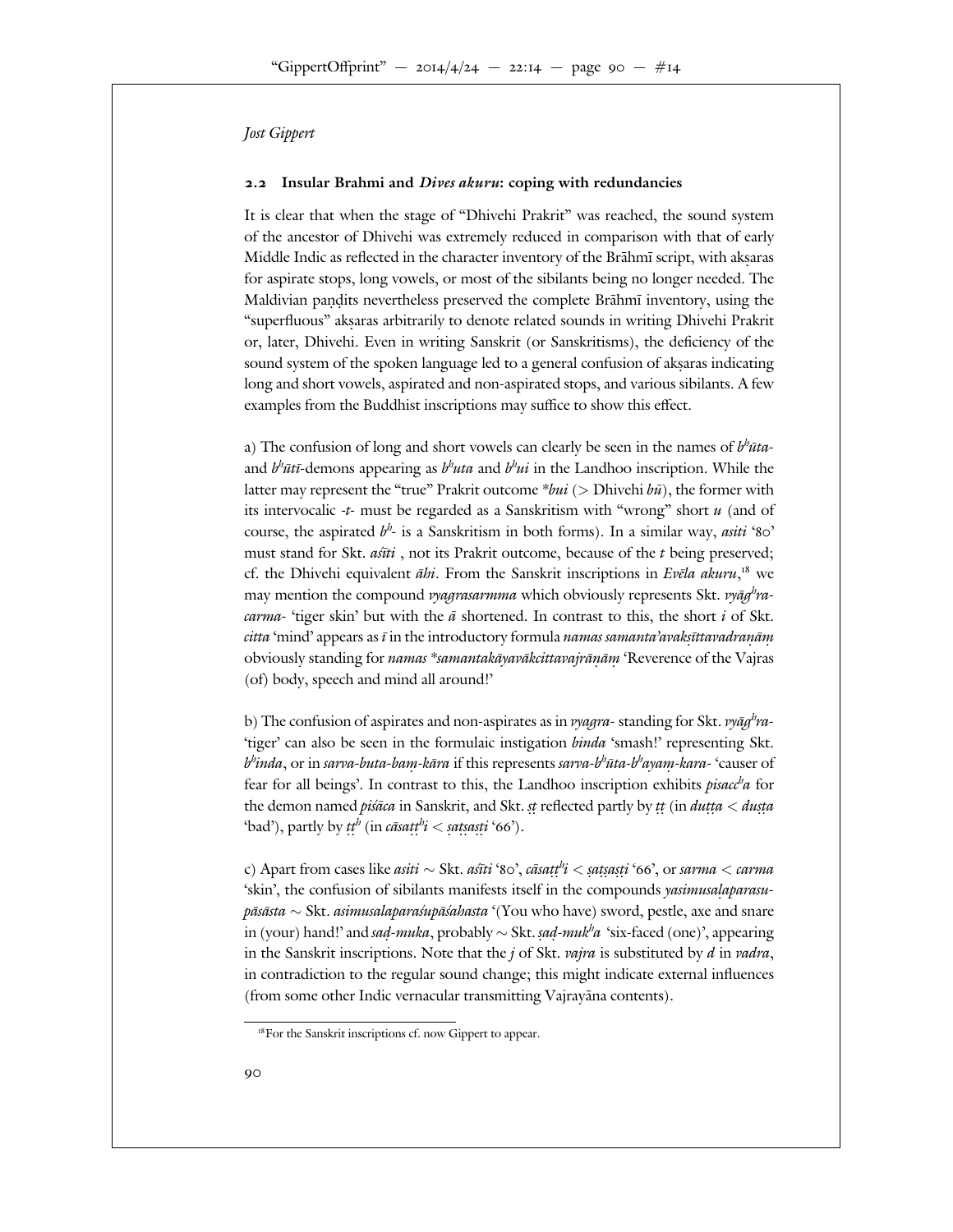## 2.2 Insular Brahmi and *Dives akuru*: coping with redundancies

It is clear that when the stage of "Dhivehi Prakrit" was reached, the sound system of the ancestor of Dhivehi was extremely reduced in comparison with that of early Middle Indic as reflected in the character inventory of the Brāhmī script, with akṣaras for aspirate stops, long vowels, or most of the sibilants being no longer needed. The Maldivian paṇḍits nevertheless preserved the complete Brāhmī inventory, using the "superfluous" akṣaras arbitrarily to denote related sounds in writing Dhivehi Prakrit or, later, Dhivehi. Even in writing Sanskrit (or Sanskritisms), the deficiency of the sound system of the spoken language led to a general confusion of akṣaras indicating long and short vowels, aspirated and non-aspirated stops, and various sibilants. A few examples from the Buddhist inscriptions may suffice to show this effect.

a) The confusion of long and short vowels can clearly be seen in the names of *bʰūta-* and *bʰūtī*-demons appearing as *bʰuta* and *bʰui* in the Landhoo inscription. While the latter may represent the "true" Prakrit outcome \**bui* (> Dhivehi *bū*), the former with its intervocalic *-t-* must be regarded as a Sanskritism with "wrong" short *u* (and of course, the aspirated *bʰ-* is a Sanskritism in both forms). In a similar way, *asiti* '80' must stand for Skt. *aśīti* , not its Prakrit outcome, because of the *t* being preserved; cf. the Dhivehi equivalent *āhi*. From the Sanskrit inscriptions in *Evēla akuru*,[18] we may mention the compound *vyagrasarmma* which obviously represents Skt. *vyāgʰra-carma-* 'tiger skin' but with the *ā* shortened. In contrast to this, the short *i* of Skt. *citta* 'mind' appears as *ī* in the introductory formula *namas samanta'avakṣīttavadraṇāṃ* obviously standing for *namas \*samantakāyavākcittavajrāṇāṃ* 'Reverence of the Vajras (of) body, speech and mind all around!'

b) The confusion of aspirates and non-aspirates as in *vyagra-* standing for Skt. *vyāgʰra-* 'tiger' can also be seen in the formulaic instigation *binda* 'smash!' representing Skt. *bʰinda*, or in *sarva-buta-baṃ-kāra* if this represents *sarva-bʰūta-bʰayaṃ-kara-* 'causer of fear for all beings'. In contrast to this, the Landhoo inscription exhibits *pisaccʰa* for the demon named *piśāca* in Sanskrit, and Skt. *ṣṭ* reflected partly by *ṭṭ* (in *duṭṭa* < *duṣṭa* 'bad'), partly by *ṭṭʰ* (in *cāsaṭṭʰi* < *ṣaṭṣaṣṭi* '66').

c) Apart from cases like *asiti* ∼ Skt. *aśīti* '80', *cāsaṭṭʰi* < *ṣaṭṣaṣṭi* '66', or *sarma* < *carma* 'skin', the confusion of sibilants manifests itself in the compounds *yasimusaḷaparasu-pāsāsta* ∼ Skt. *asimusalaparaśupāśahasta* '(You who have) sword, pestle, axe and snare in (your) hand!' and *saḍ-muka*, probably ∼ Skt. *ṣaḍ-mukʰa* 'six-faced (one)', appearing in the Sanskrit inscriptions. Note that the *j* of Skt. *vajra* is substituted by *d* in *vadra*, in contradiction to the regular sound change; this might indicate external influences (from some other Indic vernacular transmitting Vajrayāna contents).

[18] For the Sanskrit inscriptions cf. now Gippert to appear.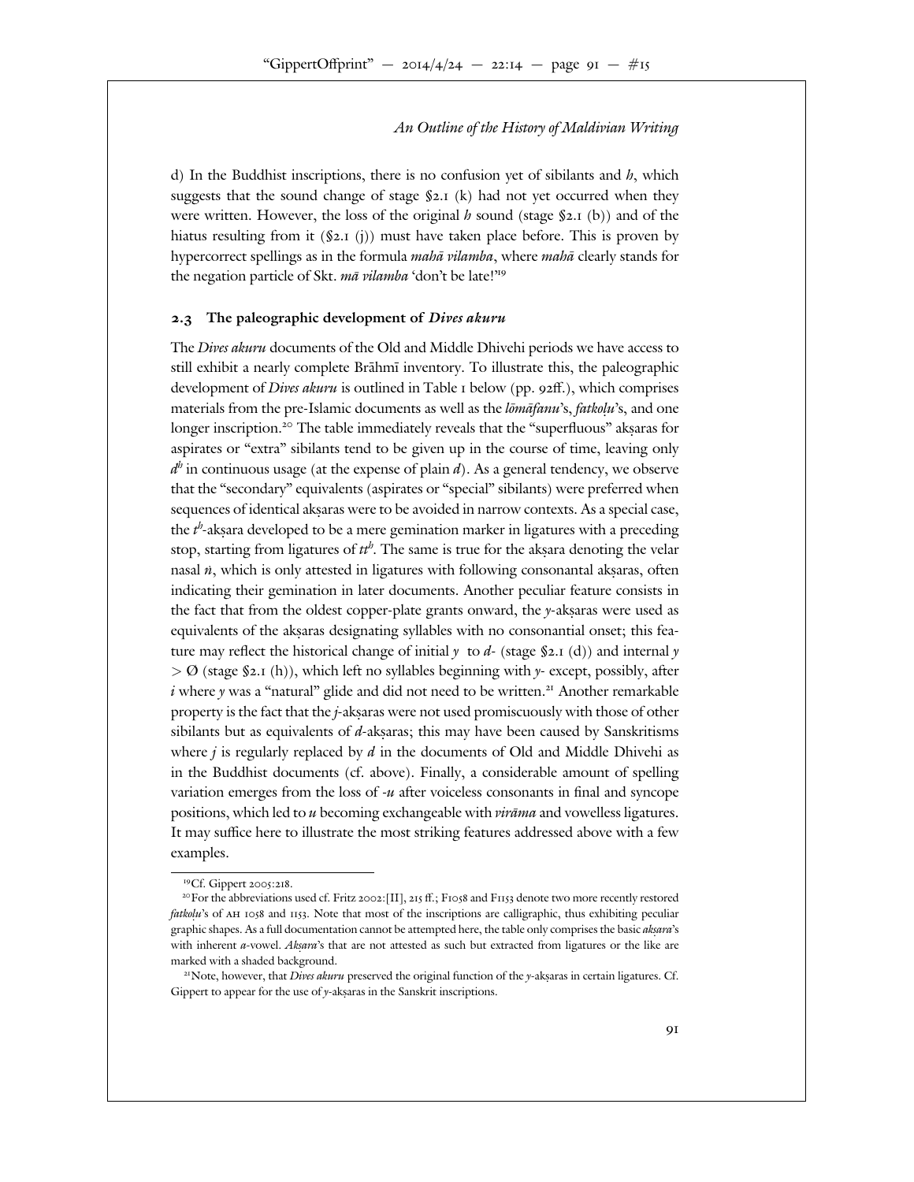d) In the Buddhist inscriptions, there is no confusion yet of sibilants and *h*, which suggests that the sound change of stage §2.1 (k) had not yet occurred when they were written. However, the loss of the original *h* sound (stage §2.1 (b)) and of the hiatus resulting from it (§2.1 (j)) must have taken place before. This is proven by hypercorrect spellings as in the formula *mahā vilamba*, where *mahā* clearly stands for the negation particle of Skt. *mā vilamba* 'don't be late!'[19]

## 2.3 The paleographic development of *Dives akuru*

The *Dives akuru* documents of the Old and Middle Dhivehi periods we have access to still exhibit a nearly complete Brāhmī inventory. To illustrate this, the paleographic development of *Dives akuru* is outlined in Table 1 below (pp. 92ff.), which comprises materials from the pre-Islamic documents as well as the *lōmāfanu*'s, *fatkoḷu*'s, and one longer inscription.[20] The table immediately reveals that the "superfluous" akṣaras for aspirates or "extra" sibilants tend to be given up in the course of time, leaving only $d^h$ in continuous usage (at the expense of plain *d*). As a general tendency, we observe that the "secondary" equivalents (aspirates or "special" sibilants) were preferred when sequences of identical akṣaras were to be avoided in narrow contexts. As a special case, the $t^h$-akṣara developed to be a mere gemination marker in ligatures with a preceding stop, starting from ligatures of $tt^h$. The same is true for the akṣara denoting the velar nasal *ṅ*, which is only attested in ligatures with following consonantal akṣaras, often indicating their gemination in later documents. Another peculiar feature consists in the fact that from the oldest copper-plate grants onward, the *y*-akṣaras were used as equivalents of the akṣaras designating syllables with no consonantial onset; this feature may reflect the historical change of initial *y* to *d*- (stage §2.1 (d)) and internal *y* > Ø (stage §2.1 (h)), which left no syllables beginning with *y*- except, possibly, after *i* where *y* was a "natural" glide and did not need to be written.[21] Another remarkable property is the fact that the *j*-akṣaras were not used promiscuously with those of other sibilants but as equivalents of *d*-akṣaras; this may have been caused by Sanskritisms where *j* is regularly replaced by *d* in the documents of Old and Middle Dhivehi as in the Buddhist documents (cf. above). Finally, a considerable amount of spelling variation emerges from the loss of -*u* after voiceless consonants in final and syncope positions, which led to *u* becoming exchangeable with *virāma* and vowelless ligatures. It may suffice here to illustrate the most striking features addressed above with a few examples.

---

[19] Cf. Gippert 2005:218.

[20] For the abbreviations used cf. Fritz 2002:[II], 215 ff.; F1058 and F1153 denote two more recently restored *fatkoḷu*'s of AH 1058 and 1153. Note that most of the inscriptions are calligraphic, thus exhibiting peculiar graphic shapes. As a full documentation cannot be attempted here, the table only comprises the basic *akṣara*'s with inherent *a*-vowel. *Akṣara*'s that are not attested as such but extracted from ligatures or the like are marked with a shaded background.

[21] Note, however, that *Dives akuru* preserved the original function of the *y*-akṣaras in certain ligatures. Cf. Gippert to appear for the use of *y*-akṣaras in the Sanskrit inscriptions.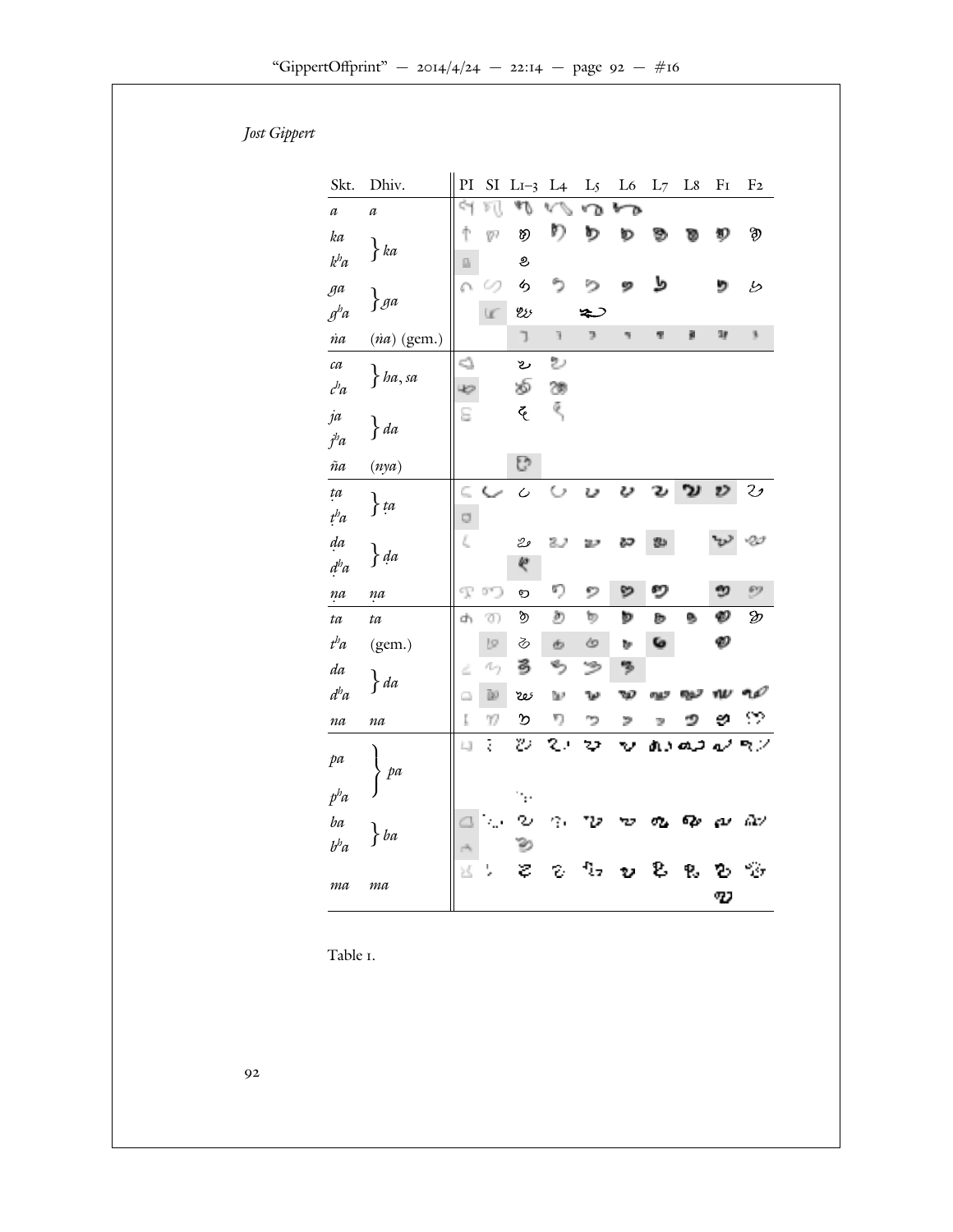| Skt. | Dhiv. | PI | SI | L1–3 | L4 | L5 | L6 | L7 | L8 | F1 | F2 |
|---|---|---|---|---|---|---|---|---|---|---|---|
| *a* | *a* | | | | | | | | | | |
| *ka* | } *ka* | | | | | | | | | | |
| $k^h a$ | | | | | | | | | | | |
| *ga* | } *ga* | | | | | | | | | | |
| $g^h a$ | | | | | | | | | | | |
| *ṅa* | (*ṅa*) (gem.) | | | | | | | | | | |
| *ca* | } *ha*, *sa* | | | | | | | | | | |
| $c^h a$ | | | | | | | | | | | |
| *ja* | } *da* | | | | | | | | | | |
| $j^h a$ | | | | | | | | | | | |
| *ña* | (*nya*) | | | | | | | | | | |
| *ṭa* | } *ṭa* | | | | | | | | | | |
| $ṭ^h a$ | | | | | | | | | | | |
| *ḍa* | } *ḍa* | | | | | | | | | | |
| $ḍ^h a$ | | | | | | | | | | | |
| *ṇa* | *ṇa* | | | | | | | | | | |
| *ta* | *ta* | | | | | | | | | | |
| $t^h a$ | (gem.) | | | | | | | | | | |
| *da* | } *da* | | | | | | | | | | |
| $d^h a$ | | | | | | | | | | | |
| *na* | *na* | | | | | | | | | | |
| *pa* | } *pa* | | | | | | | | | | |
| $p^h a$ | | | | | | | | | | | |
| *ba* | } *ba* | | | | | | | | | | |
| $b^h a$ | | | | | | | | | | | |
| *ma* | *ma* | | | | | | | | | | |

Table 1.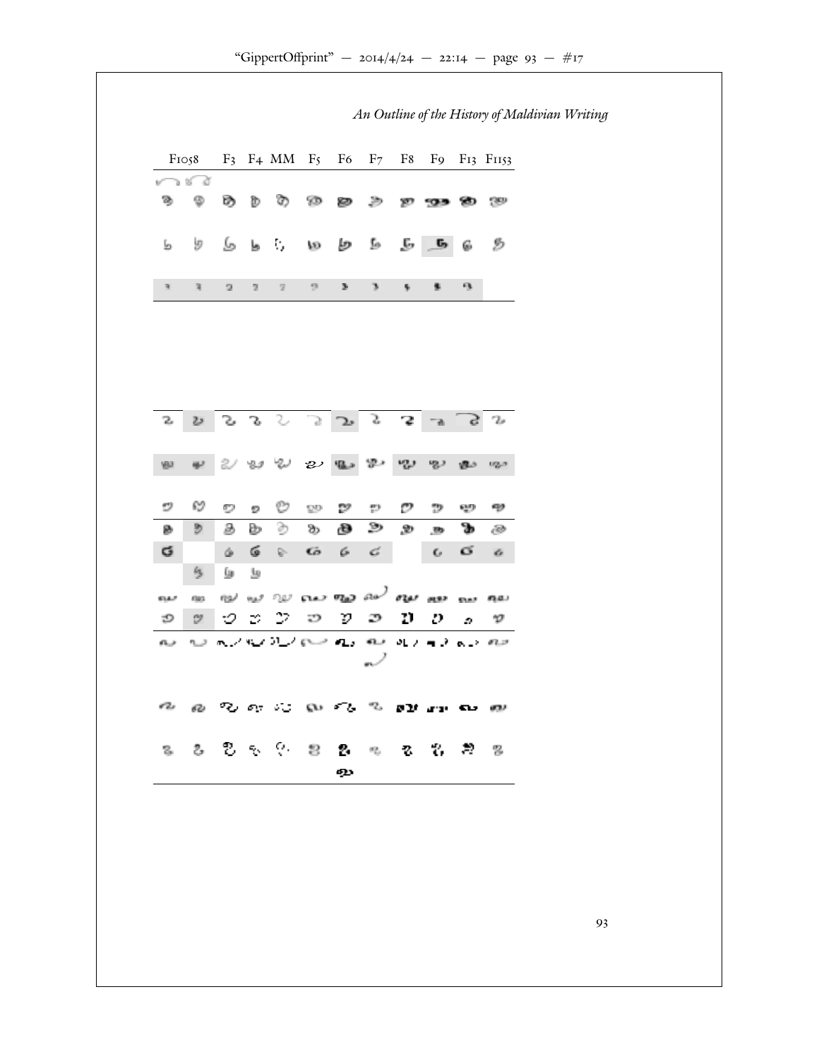| F1058 | | F3 | F4 | MM | F5 | F6 | F7 | F8 | F9 | F13 | F1153 |
|---|---|---|---|---|---|---|---|---|---|---|---|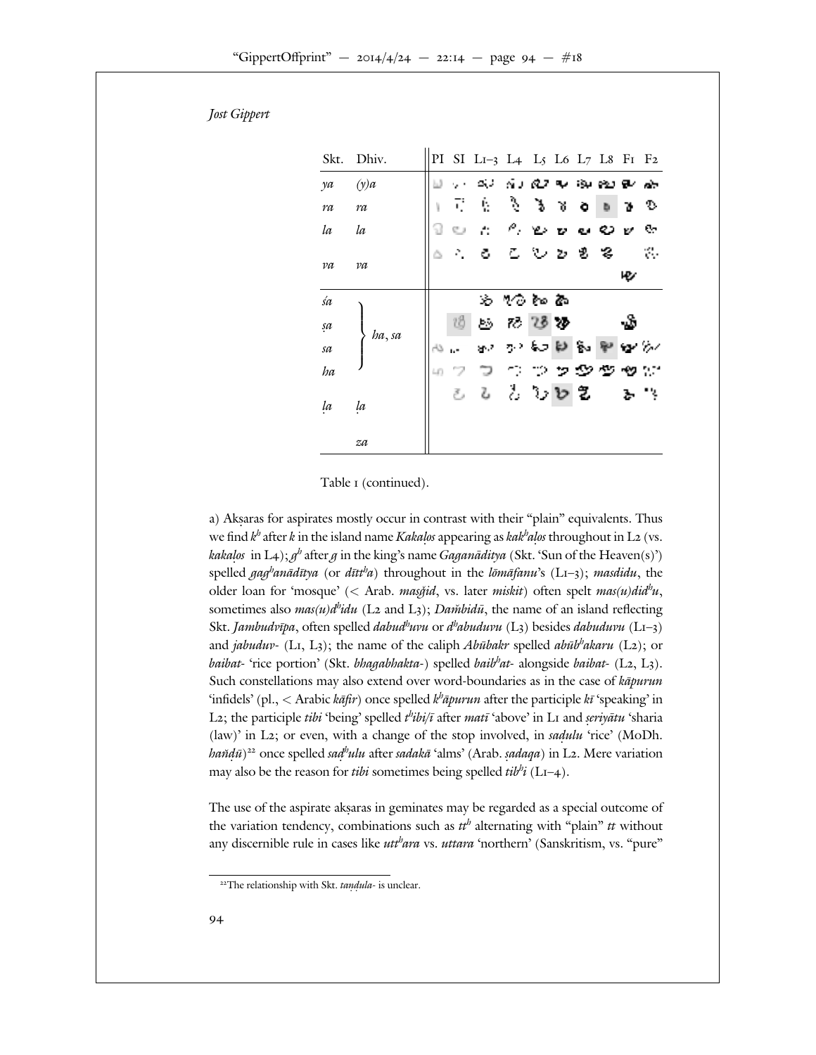*Jost Gippert*

| Skt. | Dhiv. | PI | SI | L1–3 | L4 | L5 | L6 | L7 | L8 | F1 | F2 |
|---|---|---|---|---|---|---|---|---|---|---|---|
| *ya* | *(y)a* | | | | | | | | | | |
| *ra* | *ra* | | | | | | | | | | |
| *la* | *la* | | | | | | | | | | |
| *va* | *va* | | | | | | | | | | |
| *śa* | *ha*, *sa* | | | | | | | | | | |
| *ṣa* | | | | | | | | | | | |
| *sa* | | | | | | | | | | | |
| *ha* | | | | | | | | | | | |
| *ḷa* | *ḷa* | | | | | | | | | | |
| | *za* | | | | | | | | | | |

Table 1 (continued).

a) Akṣaras for aspirates mostly occur in contrast with their "plain" equivalents. Thus we find $k^h$ after *k* in the island name *Kakaḷos* appearing as *kak^haḷos* throughout in L2 (vs. *kakaḷos* in L4); $g^h$ after *g* in the king's name *Gaganāditya* (Skt. 'Sun of the Heaven(s)') spelled *gag^hanādītya* (or *dītt^ha*) throughout in the *lōmāfanu*'s (L1–3); *masdidu*, the older loan for 'mosque' (< Arab. *masǧid*, vs. later *miskit*) often spelt *mas(u)did^hu*, sometimes also *mas(u)d^hidu* (L2 and L3); *Dam̆bidū*, the name of an island reflecting Skt. *Jambudvīpa*, often spelled *dabud^huvu* or *d^habuduvu* (L3) besides *dabuduvu* (L1–3) and *jabuduv-* (L1, L3); the name of the caliph *Abūbakr* spelled *abūb^hakaru* (L2); or *baibat-* 'rice portion' (Skt. *bhagabhakta-*) spelled *baib^hat-* alongside *baibat-* (L2, L3). Such constellations may also extend over word-boundaries as in the case of *kāpurun* 'infidels' (pl., < Arabic *kāfir*) once spelled *k^hāpurun* after the participle *kī* 'speaking' in L2; the participle *tibi* 'being' spelled *t^hibi/ī* after *matī* 'above' in L1 and *ṣeriyātu* 'sharia (law)' in L2; or even, with a change of the stop involved, in *saḍulu* 'rice' (MoDh. *han̆ḍū*)[22] once spelled *saḍ^hulu* after *sadakā* 'alms' (Arab. *ṣadaqa*) in L2. Mere variation may also be the reason for *tibi* sometimes being spelled *tib^hi* (L1–4).

The use of the aspirate akṣaras in geminates may be regarded as a special outcome of the variation tendency, combinations such as *tt^h* alternating with "plain" *tt* without any discernible rule in cases like *utt^hara* vs. *uttara* 'northern' (Sanskritism, vs. "pure"

[22] The relationship with Skt. *taṇḍula-* is unclear.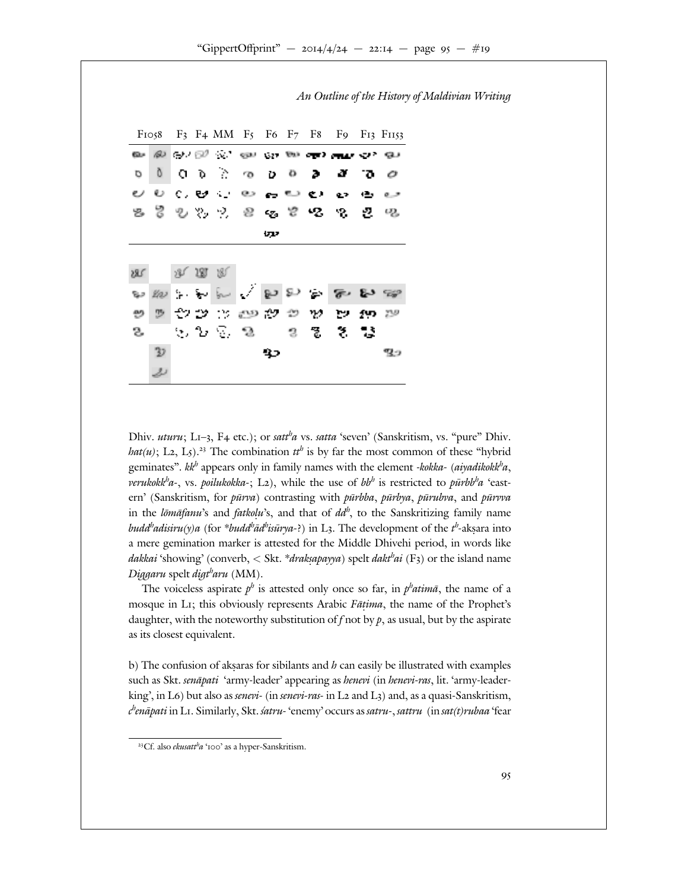| F1058 | | F3 | F4 | MM | F5 | F6 | F7 | F8 | F9 | F13 | F1153 |
|---|---|---|---|---|---|---|---|---|---|---|---|

Dhiv. *uturu*; L1–3, F4 etc.); or *sattʰa* vs. *satta* 'seven' (Sanskritism, vs. "pure" Dhiv. *hat(u)*; L2, L5).[23] The combination *ttʰ* is by far the most common of these "hybrid geminates". *kkʰ* appears only in family names with the element *-kokka-* (*aiyadikokkʰa*, *verukokkʰa-*, vs. *poilukokka-*; L2), while the use of *bbʰ* is restricted to *pūrbbʰa* 'eastern' (Sanskritism, for *pūrva*) contrasting with *pūrbba*, *pūrbya*, *pūrubva*, and *pūrvva* in the *lōmāfanu*'s and *fatkoḷu*'s, and that of *ddʰ*, to the Sanskritizing family name *buddʰadisiru(y)a* (for *\*buddʰādʰisūrya-*?) in L3. The development of the *tʰ*-akṣara into a mere gemination marker is attested for the Middle Dhivehi period, in words like *dakkai* 'showing' (converb, < Skt. *\*drakṣapayya*) spelt *daktʰai* (F3) or the island name *Diggaru* spelt *digtʰaru* (MM).

The voiceless aspirate *pʰ* is attested only once so far, in *pʰatimā*, the name of a mosque in L1; this obviously represents Arabic *Fāṭima*, the name of the Prophet's daughter, with the noteworthy substitution of *f* not by *p*, as usual, but by the aspirate as its closest equivalent.

b) The confusion of akṣaras for sibilants and *h* can easily be illustrated with examples such as Skt. *senāpati* 'army-leader' appearing as *henevi* (in *henevi-ras*, lit. 'army-leader-king', in L6) but also as *senevi-* (in *senevi-ras-* in L2 and L3) and, as a quasi-Sanskritism, *cʰenāpati* in L1. Similarly, Skt. *śatru-* 'enemy' occurs as *satru-*, *sattru* (in *sat(t)rubaa* 'fear

[23] Cf. also *ekusattʰa* '100' as a hyper-Sanskritism.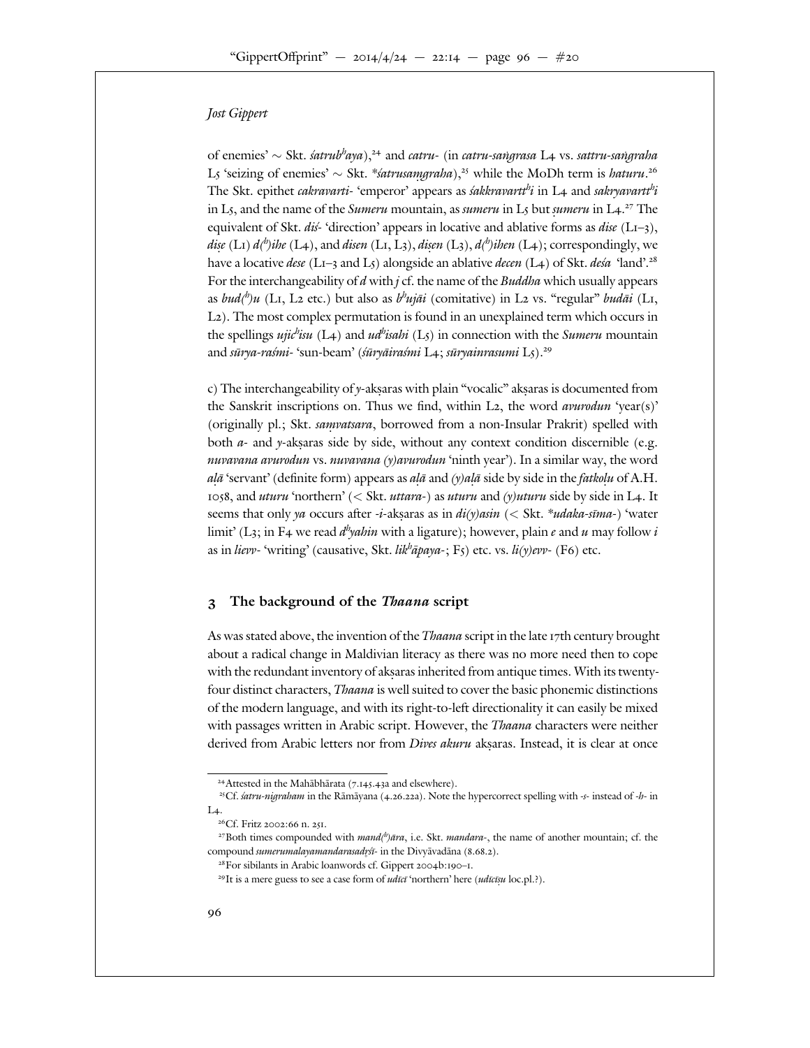of enemies' ∼ Skt. *śatrub^h^aya*),[24] and *catru-* (in *catru-saṅgrasa* L4 vs. *sattru-saṅgraha* L5 'seizing of enemies' ∼ Skt. *\*śatrusaṃgraha*),[25] while the MoDh term is *haturu*.[26] The Skt. epithet *cakravarti-* 'emperor' appears as *śakkravartt^h^i* in L4 and *sakryavartt^h^i* in L5, and the name of the *Sumeru* mountain, as *sumeru* in L5 but *ṣumeru* in L4.[27] The equivalent of Skt. *diś-* 'direction' appears in locative and ablative forms as *dise* (L1–3), *diṣe* (L1) *d(^h^)ihe* (L4), and *disen* (L1, L3), *diṣen* (L3), *d(^h^)ihen* (L4); correspondingly, we have a locative *dese* (L1–3 and L5) alongside an ablative *decen* (L4) of Skt. *deśa* 'land'.[28] For the interchangeability of *d* with *j* cf. the name of the *Buddha* which usually appears as *bud(^h^)u* (L1, L2 etc.) but also as *b^h^ujāi* (comitative) in L2 vs. "regular" *budāi* (L1, L2). The most complex permutation is found in an unexplained term which occurs in the spellings *ujic^h^isu* (L4) and *ud^h^isahi* (L5) in connection with the *Sumeru* mountain and *sūrya-raśmi-* 'sun-beam' (*śūryāiraśmi* L4; *sūryainrasumi* L5).[29]

c) The interchangeability of *y*-akṣaras with plain "vocalic" akṣaras is documented from the Sanskrit inscriptions on. Thus we find, within L2, the word *avurodun* 'year(s)' (originally pl.; Skt. *saṃvatsara*, borrowed from a non-Insular Prakrit) spelled with both *a-* and *y*-akṣaras side by side, without any context condition discernible (e.g. *nuvavana avurodun* vs. *nuvavana (y)avurodun* 'ninth year'). In a similar way, the word *aḷā* 'servant' (definite form) appears as *aḷā* and *(y)aḷā* side by side in the *fatkoḷu* of A.H. 1058, and *uturu* 'northern' (< Skt. *uttara-*) as *uturu* and *(y)uturu* side by side in L4. It seems that only *ya* occurs after *-i*-akṣaras as in *di(y)asin* (< Skt. *\*udaka-sīma-*) 'water limit' (L3; in F4 we read *d^h^yahin* with a ligature); however, plain *e* and *u* may follow *i* as in *lievv-* 'writing' (causative, Skt. *likh^h^āpaya-*; F5) etc. vs. *li(y)evv-* (F6) etc.

## 3 The background of the *Thaana* script

As was stated above, the invention of the *Thaana* script in the late 17th century brought about a radical change in Maldivian literacy as there was no more need then to cope with the redundant inventory of akṣaras inherited from antique times. With its twenty-four distinct characters, *Thaana* is well suited to cover the basic phonemic distinctions of the modern language, and with its right-to-left directionality it can easily be mixed with passages written in Arabic script. However, the *Thaana* characters were neither derived from Arabic letters nor from *Dives akuru* akṣaras. Instead, it is clear at once

---

[24] Attested in the Mahābhārata (7.145.43a and elsewhere).

[25] Cf. *śatru-nigraham* in the Rāmāyana (4.26.22a). Note the hypercorrect spelling with *-s-* instead of *-h-* in L4.

[26] Cf. Fritz 2002:66 n. 251.

[27] Both times compounded with *mand(^h^)āra*, i.e. Skt. *mandara-*, the name of another mountain; cf. the compound *sumerumalayamandarasadṛśī-* in the Divyāvadāna (8.68.2).

[28] For sibilants in Arabic loanwords cf. Gippert 2004b:190–1.

[29] It is a mere guess to see a case form of *udīcī* 'northern' here (*udīcīṣu* loc.pl.?).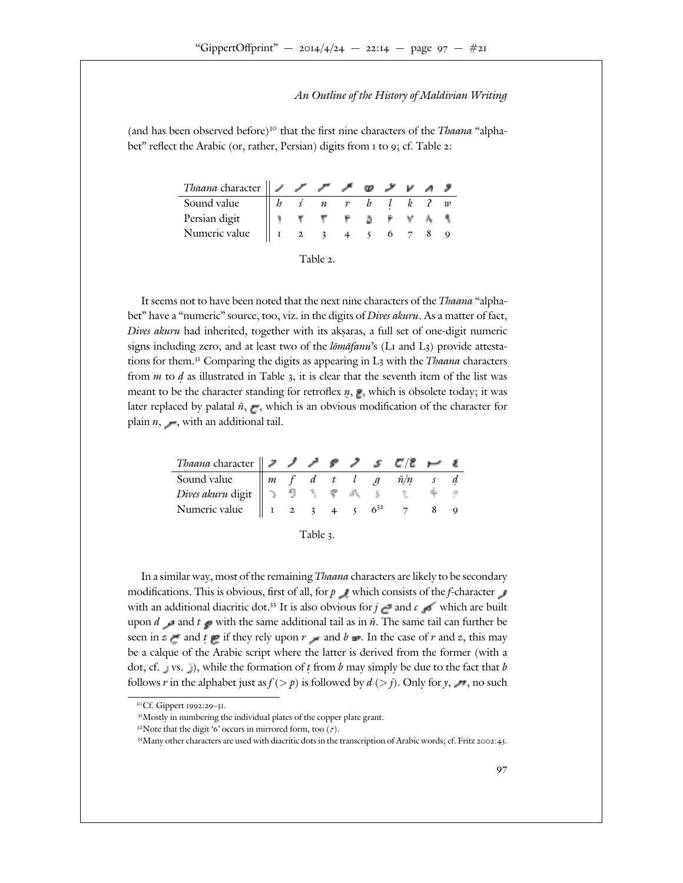(and has been observed before)[30] that the first nine characters of the *Thaana* "alphabet" reflect the Arabic (or, rather, Persian) digits from 1 to 9; cf. Table 2:

| *Thaana* character | ހ | ށ | ނ | ރ | ބ | ޅ | ކ | އ | ވ |
|---|---|---|---|---|---|---|---|---|---|
| Sound value | *h* | *ś* | *n* | *r* | *b* | *ḷ* | *k* | *ʔ* | *w* |
| Persian digit | ۱ | ۲ | ۳ | ۴ | ۵ | ۶ | ۷ | ۸ | ۹ |
| Numeric value | 1 | 2 | 3 | 4 | 5 | 6 | 7 | 8 | 9 |

Table 2.

It seems not to have been noted that the next nine characters of the *Thaana* "alphabet" have a "numeric" source, too, viz. in the digits of *Dives akuru*. As a matter of fact, *Dives akuru* had inherited, together with its akṣaras, a full set of one-digit numeric signs including zero, and at least two of the *lōmāfanu*'s (L1 and L3) provide attestations for them.[31] Comparing the digits as appearing in L3 with the *Thaana* characters from *m* to *ḍ* as illustrated in Table 3, it is clear that the seventh item of the list was meant to be the character standing for retroflex *ṇ*, ޱ, which is obsolete today; it was later replaced by palatal *ñ*, ޏ, which is an obvious modification of the character for plain *n*, ނ, with an additional tail.

| *Thaana* character | މ | ފ | ދ | ތ | ލ | ގ | ޏ/ޱ | ސ | ޑ |
|---|---|---|---|---|---|---|---|---|---|
| Sound value | *m* | *f* | *d* | *t* | *l* | *g* | *ñ/ṇ* | *s* | *ḍ* |
| *Dives akuru* digit | | | | | | | | | |
| Numeric value | 1 | 2 | 3 | 4 | 5 | 6[32] | 7 | 8 | 9 |

Table 3.

In a similar way, most of the remaining *Thaana* characters are likely to be secondary modifications. This is obvious, first of all, for *p* ޕ which consists of the *f*-character ފ with an additional diacritic dot.[33] It is also obvious for *j* ޖ and *c* ޗ which are built upon *d* ދ and *t* ތ with the same additional tail as in *ñ*. The same tail can further be seen in *z* ޒ and *ṭ* ޓ if they rely upon *r* ރ and *b* ބ. In the case of *r* and *z*, this may be a calque of the Arabic script where the latter is derived from the former (with a dot, cf. ر vs. ز), while the formation of *ṭ* from *b* may simply be due to the fact that *b* follows *r* in the alphabet just as *f* (> *p*) is followed by *d* (> *j*). Only for *y*, ޔ, no such

---

[30] Cf. Gippert 1992:29–31.

[31] Mostly in numbering the individual plates of the copper plate grant.

[32] Note that the digit '6' occurs in mirrored form, too.

[33] Many other characters are used with diacritic dots in the transcription of Arabic words; cf. Fritz 2002:45.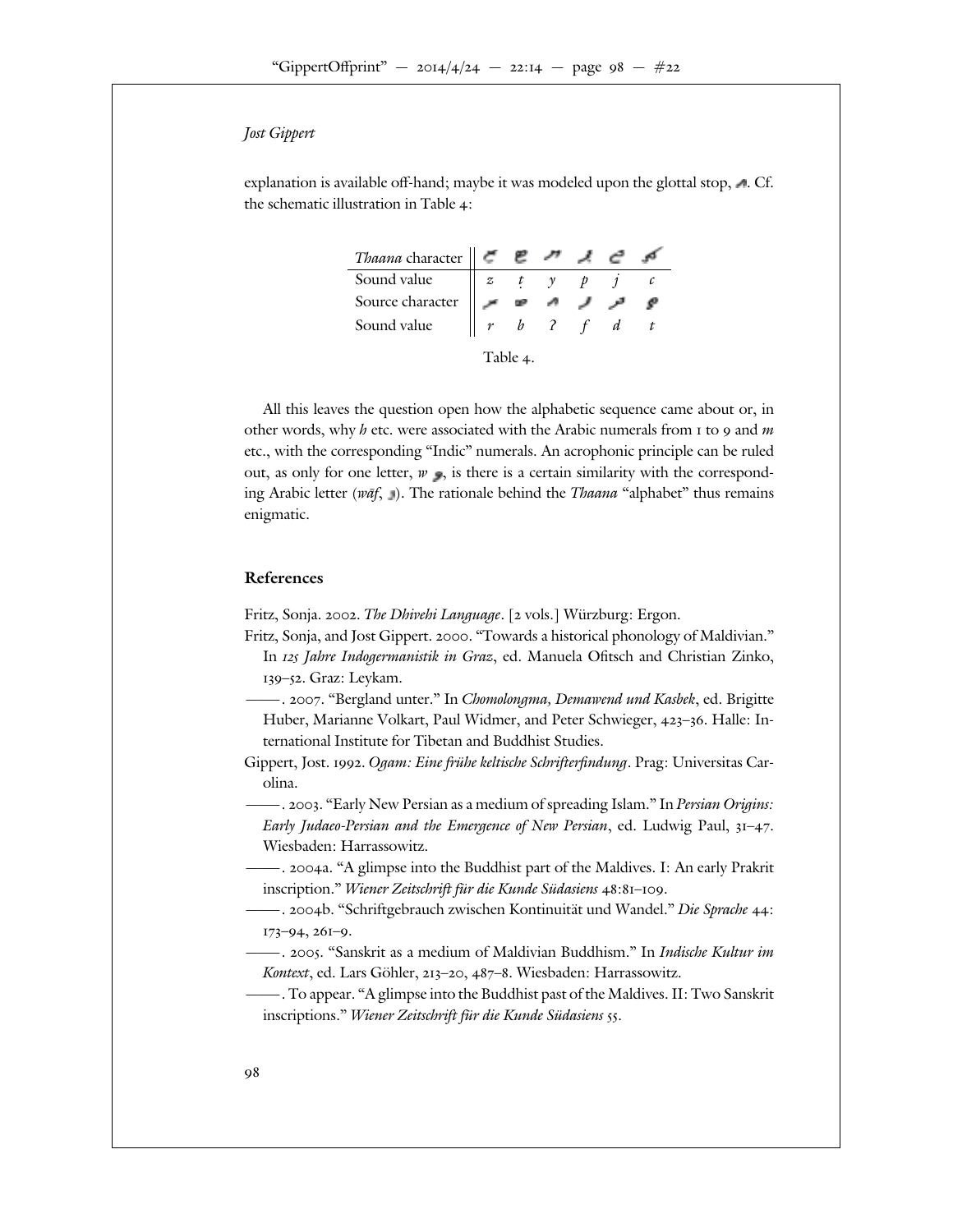explanation is available off-hand; maybe it was modeled upon the glottal stop, ޢ. Cf. the schematic illustration in Table 4:

| *Thaana* character | ޒ | ޓ | ޔ | ޕ | ޖ | ޗ |
|---|---|---|---|---|---|---|
| Sound value | *z* | *ṭ* | *y* | *p* | *j* | *c* |
| Source character | ރ | ބ | ޢ | ފ | ދ | ތ |
| Sound value | *r* | *b* | *ʔ* | *f* | *d* | *t* |

Table 4.

All this leaves the question open how the alphabetic sequence came about or, in other words, why *h* etc. were associated with the Arabic numerals from 1 to 9 and *m* etc., with the corresponding "Indic" numerals. An acrophonic principle can be ruled out, as only for one letter, *w* ވ, is there is a certain similarity with the corresponding Arabic letter (*wāf*, و). The rationale behind the *Thaana* "alphabet" thus remains enigmatic.

## References

Fritz, Sonja. 2002. *The Dhivehi Language*. [2 vols.] Würzburg: Ergon.

Fritz, Sonja, and Jost Gippert. 2000. "Towards a historical phonology of Maldivian." In *125 Jahre Indogermanistik in Graz*, ed. Manuela Ofitsch and Christian Zinko, 139–52. Graz: Leykam.

——. 2007. "Bergland unter." In *Chomolongma, Demawend und Kasbek*, ed. Brigitte Huber, Marianne Volkart, Paul Widmer, and Peter Schwieger, 423–36. Halle: International Institute for Tibetan and Buddhist Studies.

Gippert, Jost. 1992. *Ogam: Eine frühe keltische Schrifterfindung*. Prag: Universitas Carolina.

——. 2003. "Early New Persian as a medium of spreading Islam." In *Persian Origins: Early Judaeo-Persian and the Emergence of New Persian*, ed. Ludwig Paul, 31–47. Wiesbaden: Harrassowitz.

——. 2004a. "A glimpse into the Buddhist part of the Maldives. I: An early Prakrit inscription." *Wiener Zeitschrift für die Kunde Südasiens* 48:81–109.

——. 2004b. "Schriftgebrauch zwischen Kontinuität und Wandel." *Die Sprache* 44: 173–94, 261–9.

——. 2005. "Sanskrit as a medium of Maldivian Buddhism." In *Indische Kultur im Kontext*, ed. Lars Göhler, 213–20, 487–8. Wiesbaden: Harrassowitz.

——. To appear. "A glimpse into the Buddhist past of the Maldives. II: Two Sanskrit inscriptions." *Wiener Zeitschrift für die Kunde Südasiens* 55.